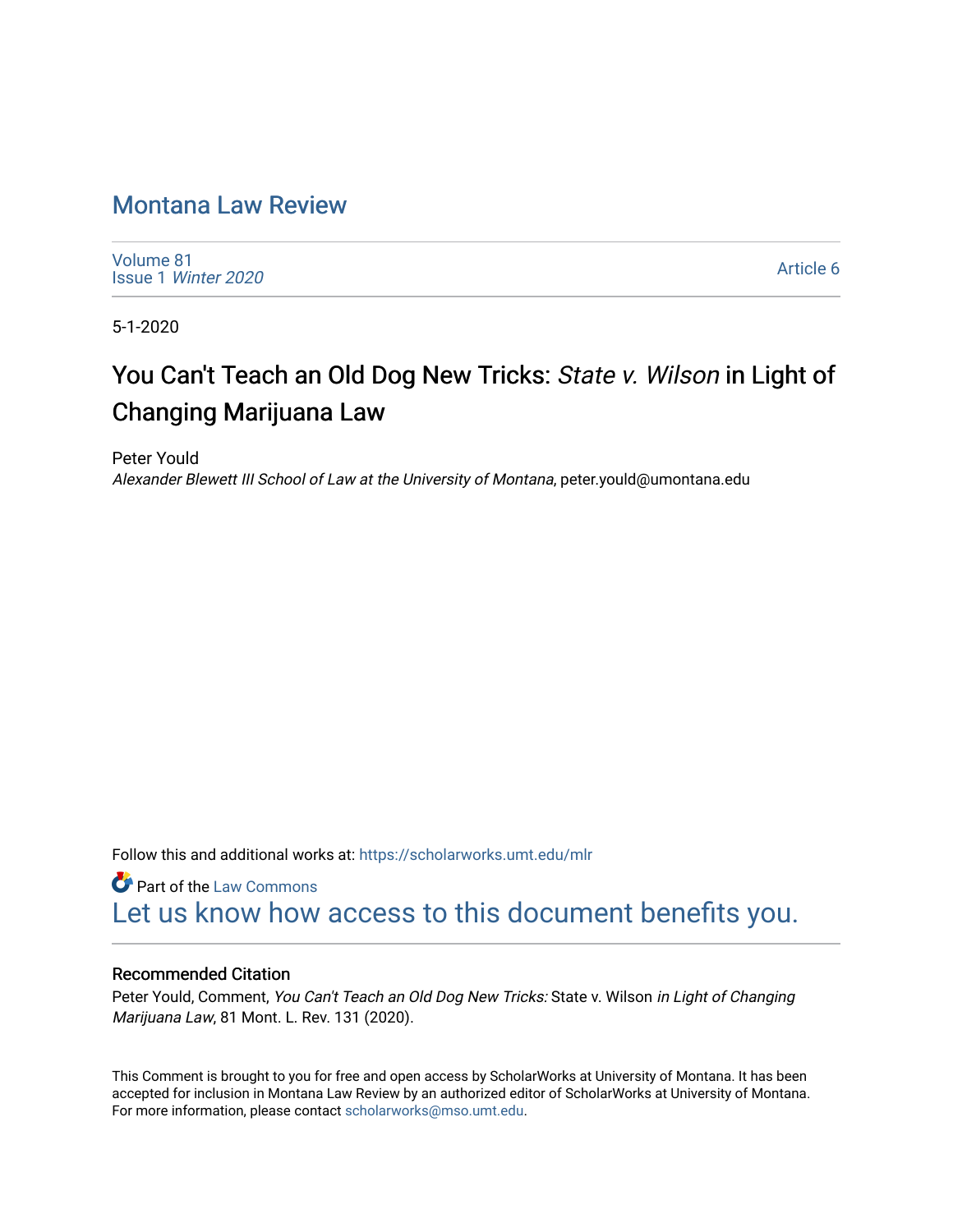# Montana Law Review

Volume 81
Issue 1 *Winter 2020*

Article 6

5-1-2020

## You Can't Teach an Old Dog New Tricks: *State v. Wilson* in Light of Changing Marijuana Law

Peter Yould
*Alexander Blewett III School of Law at the University of Montana*, peter.yould@umontana.edu

Follow this and additional works at: https://scholarworks.umt.edu/mlr

Part of the Law Commons

Let us know how access to this document benefits you.

### Recommended Citation

Peter Yould, Comment, *You Can't Teach an Old Dog New Tricks:* State v. Wilson *in Light of Changing Marijuana Law*, 81 Mont. L. Rev. 131 (2020).

This Comment is brought to you for free and open access by ScholarWorks at University of Montana. It has been accepted for inclusion in Montana Law Review by an authorized editor of ScholarWorks at University of Montana. For more information, please contact scholarworks@mso.umt.edu.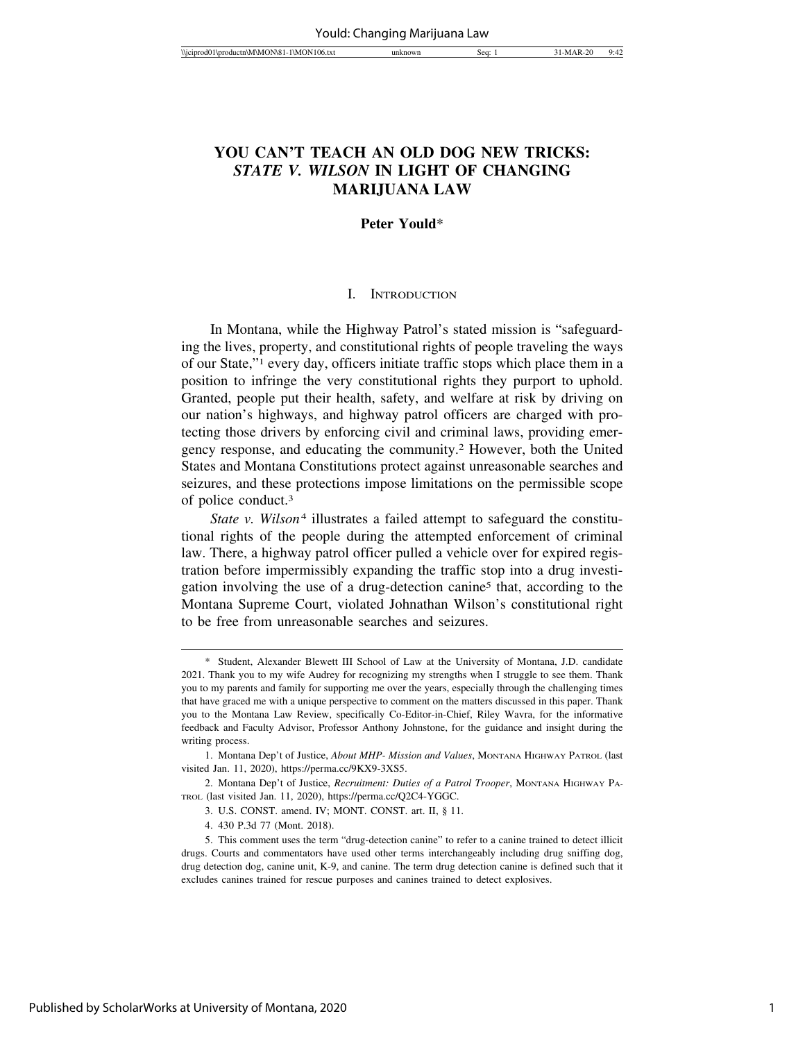# YOU CAN'T TEACH AN OLD DOG NEW TRICKS: *STATE V. WILSON* IN LIGHT OF CHANGING MARIJUANA LAW

**Peter Yould***

## I. Introduction

In Montana, while the Highway Patrol's stated mission is "safeguarding the lives, property, and constitutional rights of people traveling the ways of our State,"[1] every day, officers initiate traffic stops which place them in a position to infringe the very constitutional rights they purport to uphold. Granted, people put their health, safety, and welfare at risk by driving on our nation's highways, and highway patrol officers are charged with protecting those drivers by enforcing civil and criminal laws, providing emergency response, and educating the community.[2] However, both the United States and Montana Constitutions protect against unreasonable searches and seizures, and these protections impose limitations on the permissible scope of police conduct.[3]

*State v. Wilson*[4] illustrates a failed attempt to safeguard the constitutional rights of the people during the attempted enforcement of criminal law. There, a highway patrol officer pulled a vehicle over for expired registration before impermissibly expanding the traffic stop into a drug investigation involving the use of a drug-detection canine[5] that, according to the Montana Supreme Court, violated Johnathan Wilson's constitutional right to be free from unreasonable searches and seizures.

---

\* Student, Alexander Blewett III School of Law at the University of Montana, J.D. candidate 2021. Thank you to my wife Audrey for recognizing my strengths when I struggle to see them. Thank you to my parents and family for supporting me over the years, especially through the challenging times that have graced me with a unique perspective to comment on the matters discussed in this paper. Thank you to the Montana Law Review, specifically Co-Editor-in-Chief, Riley Wavra, for the informative feedback and Faculty Advisor, Professor Anthony Johnstone, for the guidance and insight during the writing process.

1. Montana Dep't of Justice, *About MHP- Mission and Values*, Montana Highway Patrol (last visited Jan. 11, 2020), https://perma.cc/9KX9-3XS5.

2. Montana Dep't of Justice, *Recruitment: Duties of a Patrol Trooper*, Montana Highway Patrol (last visited Jan. 11, 2020), https://perma.cc/Q2C4-YGGC.

3. U.S. Const. amend. IV; Mont. Const. art. II, § 11.

4. 430 P.3d 77 (Mont. 2018).

5. This comment uses the term "drug-detection canine" to refer to a canine trained to detect illicit drugs. Courts and commentators have used other terms interchangeably including drug sniffing dog, drug detection dog, canine unit, K-9, and canine. The term drug detection canine is defined such that it excludes canines trained for rescue purposes and canines trained to detect explosives.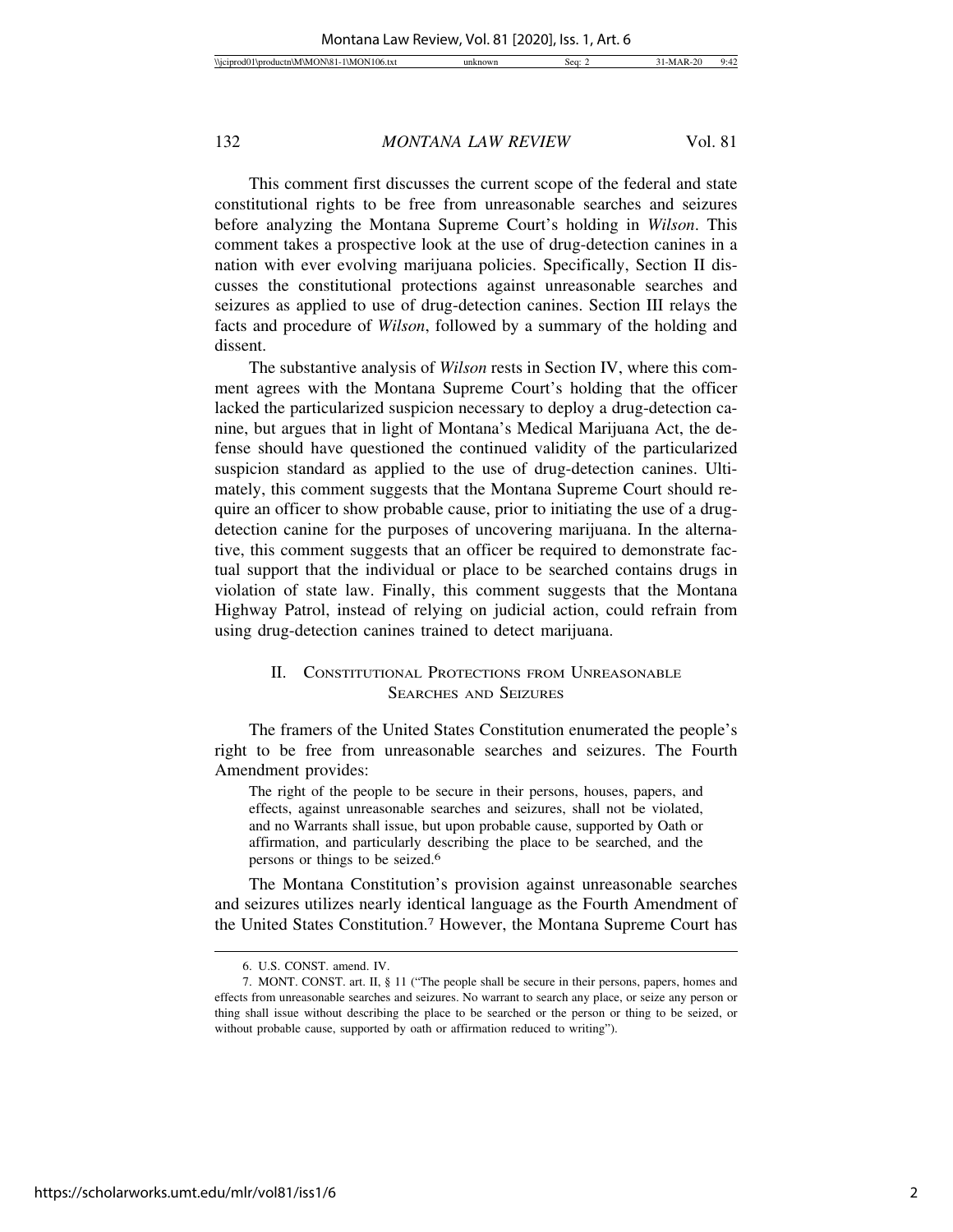This comment first discusses the current scope of the federal and state constitutional rights to be free from unreasonable searches and seizures before analyzing the Montana Supreme Court's holding in *Wilson*. This comment takes a prospective look at the use of drug-detection canines in a nation with ever evolving marijuana policies. Specifically, Section II discusses the constitutional protections against unreasonable searches and seizures as applied to use of drug-detection canines. Section III relays the facts and procedure of *Wilson*, followed by a summary of the holding and dissent.

The substantive analysis of *Wilson* rests in Section IV, where this comment agrees with the Montana Supreme Court's holding that the officer lacked the particularized suspicion necessary to deploy a drug-detection canine, but argues that in light of Montana's Medical Marijuana Act, the defense should have questioned the continued validity of the particularized suspicion standard as applied to the use of drug-detection canines. Ultimately, this comment suggests that the Montana Supreme Court should require an officer to show probable cause, prior to initiating the use of a drug-detection canine for the purposes of uncovering marijuana. In the alternative, this comment suggests that an officer be required to demonstrate factual support that the individual or place to be searched contains drugs in violation of state law. Finally, this comment suggests that the Montana Highway Patrol, instead of relying on judicial action, could refrain from using drug-detection canines trained to detect marijuana.

## II. Constitutional Protections from Unreasonable Searches and Seizures

The framers of the United States Constitution enumerated the people's right to be free from unreasonable searches and seizures. The Fourth Amendment provides:

> The right of the people to be secure in their persons, houses, papers, and effects, against unreasonable searches and seizures, shall not be violated, and no Warrants shall issue, but upon probable cause, supported by Oath or affirmation, and particularly describing the place to be searched, and the persons or things to be seized.[6]

The Montana Constitution's provision against unreasonable searches and seizures utilizes nearly identical language as the Fourth Amendment of the United States Constitution.[7] However, the Montana Supreme Court has

---

6. U.S. CONST. amend. IV.

7. MONT. CONST. art. II, § 11 ("The people shall be secure in their persons, papers, homes and effects from unreasonable searches and seizures. No warrant to search any place, or seize any person or thing shall issue without describing the place to be searched or the person or thing to be seized, or without probable cause, supported by oath or affirmation reduced to writing").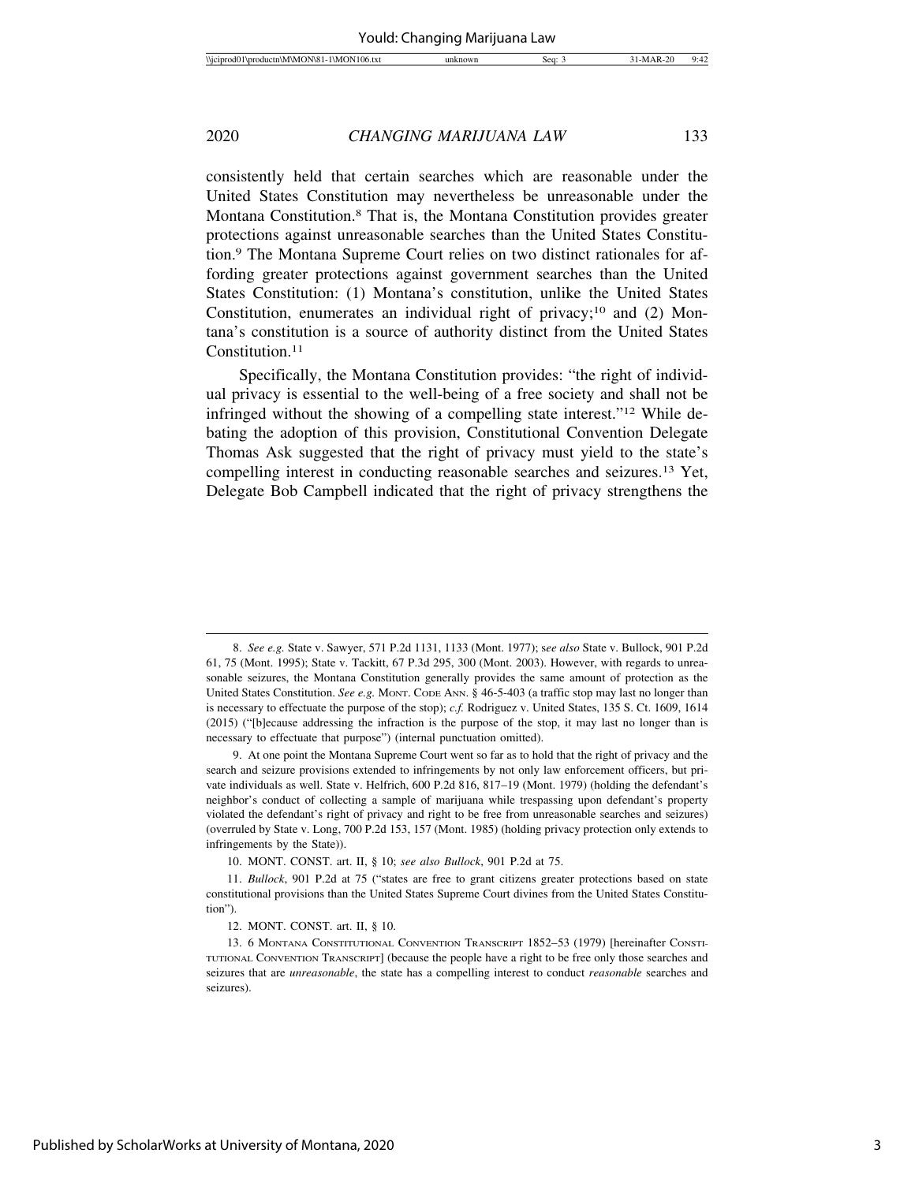consistently held that certain searches which are reasonable under the United States Constitution may nevertheless be unreasonable under the Montana Constitution.[8] That is, the Montana Constitution provides greater protections against unreasonable searches than the United States Constitution.[9] The Montana Supreme Court relies on two distinct rationales for affording greater protections against government searches than the United States Constitution: (1) Montana's constitution, unlike the United States Constitution, enumerates an individual right of privacy;[10] and (2) Montana's constitution is a source of authority distinct from the United States Constitution.[11]

Specifically, the Montana Constitution provides: "the right of individual privacy is essential to the well-being of a free society and shall not be infringed without the showing of a compelling state interest."[12] While debating the adoption of this provision, Constitutional Convention Delegate Thomas Ask suggested that the right of privacy must yield to the state's compelling interest in conducting reasonable searches and seizures.[13] Yet, Delegate Bob Campbell indicated that the right of privacy strengthens the

---

8. *See e.g.* State v. Sawyer, 571 P.2d 1131, 1133 (Mont. 1977); s*ee also* State v. Bullock, 901 P.2d 61, 75 (Mont. 1995); State v. Tackitt, 67 P.3d 295, 300 (Mont. 2003). However, with regards to unreasonable seizures, the Montana Constitution generally provides the same amount of protection as the United States Constitution. *See e.g.* MONT. CODE ANN. § 46-5-403 (a traffic stop may last no longer than is necessary to effectuate the purpose of the stop); *c.f.* Rodriguez v. United States, 135 S. Ct. 1609, 1614 (2015) ("[b]ecause addressing the infraction is the purpose of the stop, it may last no longer than is necessary to effectuate that purpose") (internal punctuation omitted).

9. At one point the Montana Supreme Court went so far as to hold that the right of privacy and the search and seizure provisions extended to infringements by not only law enforcement officers, but private individuals as well. State v. Helfrich, 600 P.2d 816, 817–19 (Mont. 1979) (holding the defendant's neighbor's conduct of collecting a sample of marijuana while trespassing upon defendant's property violated the defendant's right of privacy and right to be free from unreasonable searches and seizures) (overruled by State v. Long, 700 P.2d 153, 157 (Mont. 1985) (holding privacy protection only extends to infringements by the State)).

10. MONT. CONST. art. II, § 10; *see also Bullock*, 901 P.2d at 75.

11. *Bullock*, 901 P.2d at 75 ("states are free to grant citizens greater protections based on state constitutional provisions than the United States Supreme Court divines from the United States Constitution").

12. MONT. CONST. art. II, § 10.

13. 6 MONTANA CONSTITUTIONAL CONVENTION TRANSCRIPT 1852–53 (1979) [hereinafter CONSTITUTIONAL CONVENTION TRANSCRIPT] (because the people have a right to be free only those searches and seizures that are *unreasonable*, the state has a compelling interest to conduct *reasonable* searches and seizures).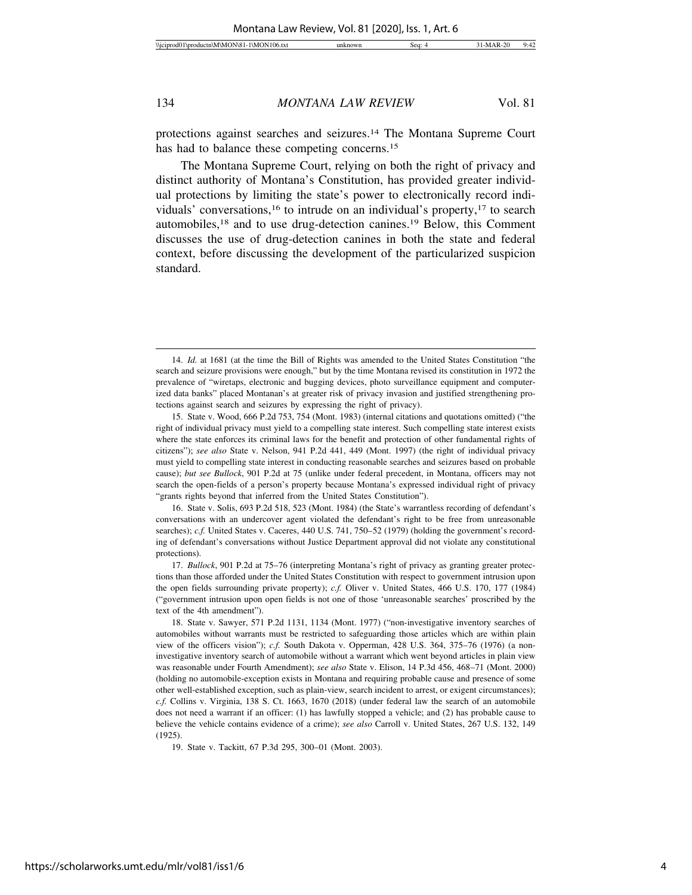protections against searches and seizures.[14] The Montana Supreme Court has had to balance these competing concerns.[15]

The Montana Supreme Court, relying on both the right of privacy and distinct authority of Montana's Constitution, has provided greater individual protections by limiting the state's power to electronically record individuals' conversations,[16] to intrude on an individual's property,[17] to search automobiles,[18] and to use drug-detection canines.[19] Below, this Comment discusses the use of drug-detection canines in both the state and federal context, before discussing the development of the particularized suspicion standard.

---

14. *Id.* at 1681 (at the time the Bill of Rights was amended to the United States Constitution "the search and seizure provisions were enough," but by the time Montana revised its constitution in 1972 the prevalence of "wiretaps, electronic and bugging devices, photo surveillance equipment and computerized data banks" placed Montanan's at greater risk of privacy invasion and justified strengthening protections against search and seizures by expressing the right of privacy).

15. State v. Wood, 666 P.2d 753, 754 (Mont. 1983) (internal citations and quotations omitted) ("the right of individual privacy must yield to a compelling state interest. Such compelling state interest exists where the state enforces its criminal laws for the benefit and protection of other fundamental rights of citizens"); *see also* State v. Nelson, 941 P.2d 441, 449 (Mont. 1997) (the right of individual privacy must yield to compelling state interest in conducting reasonable searches and seizures based on probable cause); *but see Bullock*, 901 P.2d at 75 (unlike under federal precedent, in Montana, officers may not search the open-fields of a person's property because Montana's expressed individual right of privacy "grants rights beyond that inferred from the United States Constitution").

16. State v. Solis, 693 P.2d 518, 523 (Mont. 1984) (the State's warrantless recording of defendant's conversations with an undercover agent violated the defendant's right to be free from unreasonable searches); *c.f.* United States v. Caceres, 440 U.S. 741, 750–52 (1979) (holding the government's recording of defendant's conversations without Justice Department approval did not violate any constitutional protections).

17. *Bullock*, 901 P.2d at 75–76 (interpreting Montana's right of privacy as granting greater protections than those afforded under the United States Constitution with respect to government intrusion upon the open fields surrounding private property); *c.f.* Oliver v. United States, 466 U.S. 170, 177 (1984) ("government intrusion upon open fields is not one of those 'unreasonable searches' proscribed by the text of the 4th amendment").

18. State v. Sawyer, 571 P.2d 1131, 1134 (Mont. 1977) ("non-investigative inventory searches of automobiles without warrants must be restricted to safeguarding those articles which are within plain view of the officers vision"); *c.f.* South Dakota v. Opperman, 428 U.S. 364, 375–76 (1976) (a non-investigative inventory search of automobile without a warrant which went beyond articles in plain view was reasonable under Fourth Amendment); *see also* State v. Elison, 14 P.3d 456, 468–71 (Mont. 2000) (holding no automobile-exception exists in Montana and requiring probable cause and presence of some other well-established exception, such as plain-view, search incident to arrest, or exigent circumstances); *c.f.* Collins v. Virginia, 138 S. Ct. 1663, 1670 (2018) (under federal law the search of an automobile does not need a warrant if an officer: (1) has lawfully stopped a vehicle; and (2) has probable cause to believe the vehicle contains evidence of a crime); *see also* Carroll v. United States, 267 U.S. 132, 149 (1925).

19. State v. Tackitt, 67 P.3d 295, 300–01 (Mont. 2003).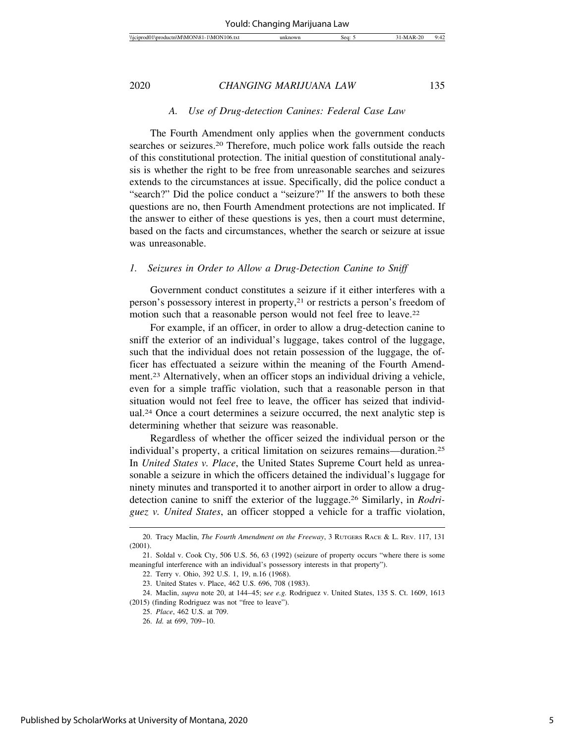### A. Use of Drug-detection Canines: Federal Case Law

The Fourth Amendment only applies when the government conducts searches or seizures.[20] Therefore, much police work falls outside the reach of this constitutional protection. The initial question of constitutional analysis is whether the right to be free from unreasonable searches and seizures extends to the circumstances at issue. Specifically, did the police conduct a "search?" Did the police conduct a "seizure?" If the answers to both these questions are no, then Fourth Amendment protections are not implicated. If the answer to either of these questions is yes, then a court must determine, based on the facts and circumstances, whether the search or seizure at issue was unreasonable.

#### 1. Seizures in Order to Allow a Drug-Detection Canine to Sniff

Government conduct constitutes a seizure if it either interferes with a person's possessory interest in property,[21] or restricts a person's freedom of motion such that a reasonable person would not feel free to leave.[22]

For example, if an officer, in order to allow a drug-detection canine to sniff the exterior of an individual's luggage, takes control of the luggage, such that the individual does not retain possession of the luggage, the officer has effectuated a seizure within the meaning of the Fourth Amendment.[23] Alternatively, when an officer stops an individual driving a vehicle, even for a simple traffic violation, such that a reasonable person in that situation would not feel free to leave, the officer has seized that individual.[24] Once a court determines a seizure occurred, the next analytic step is determining whether that seizure was reasonable.

Regardless of whether the officer seized the individual person or the individual's property, a critical limitation on seizures remains—duration.[25] In *United States v. Place*, the United States Supreme Court held as unreasonable a seizure in which the officers detained the individual's luggage for ninety minutes and transported it to another airport in order to allow a drug-detection canine to sniff the exterior of the luggage.[26] Similarly, in *Rodriguez v. United States*, an officer stopped a vehicle for a traffic violation,

---

20. Tracy Maclin, *The Fourth Amendment on the Freeway*, 3 RUTGERS RACE & L. REV. 117, 131 (2001).

21. Soldal v. Cook Cty, 506 U.S. 56, 63 (1992) (seizure of property occurs "where there is some meaningful interference with an individual's possessory interests in that property").

22. Terry v. Ohio, 392 U.S. 1, 19, n.16 (1968).

23. United States v. Place, 462 U.S. 696, 708 (1983).

24. Maclin, *supra* note 20, at 144–45; s*ee e.g.* Rodriguez v. United States, 135 S. Ct. 1609, 1613 (2015) (finding Rodriguez was not "free to leave").

25. *Place*, 462 U.S. at 709.

26. *Id.* at 699, 709–10.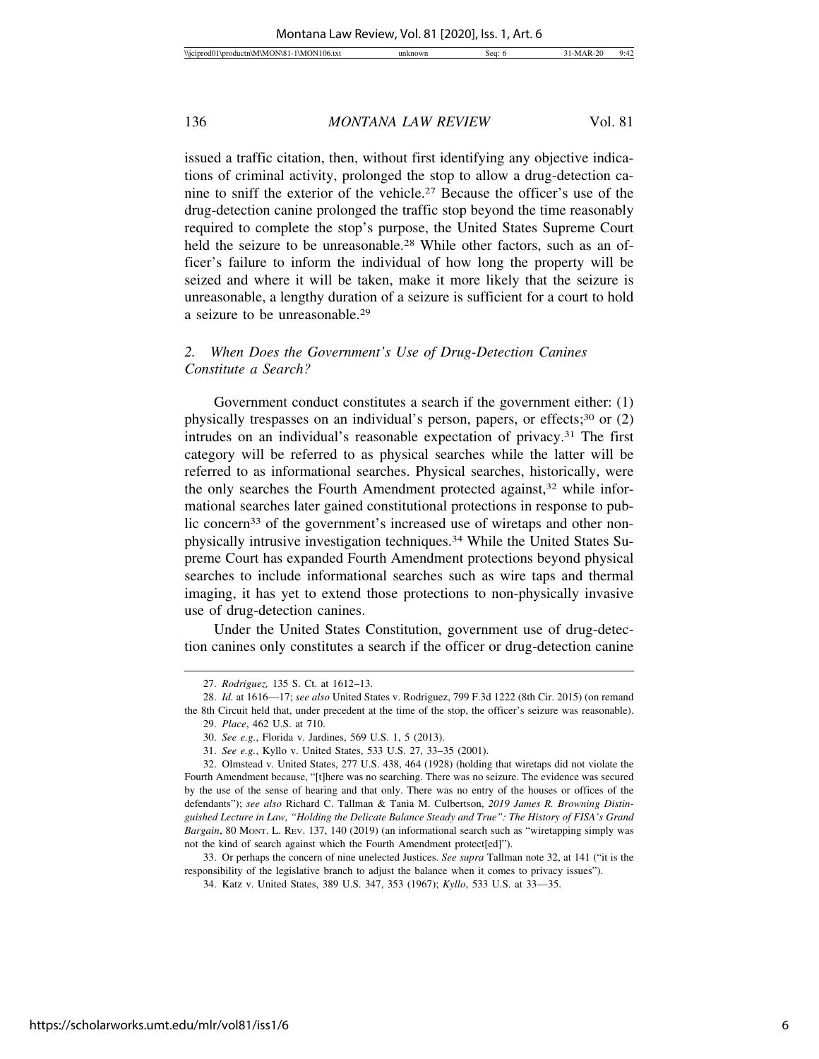issued a traffic citation, then, without first identifying any objective indications of criminal activity, prolonged the stop to allow a drug-detection canine to sniff the exterior of the vehicle.[27] Because the officer's use of the drug-detection canine prolonged the traffic stop beyond the time reasonably required to complete the stop's purpose, the United States Supreme Court held the seizure to be unreasonable.[28] While other factors, such as an officer's failure to inform the individual of how long the property will be seized and where it will be taken, make it more likely that the seizure is unreasonable, a lengthy duration of a seizure is sufficient for a court to hold a seizure to be unreasonable.[29]

### *2. When Does the Government's Use of Drug-Detection Canines Constitute a Search?*

Government conduct constitutes a search if the government either: (1) physically trespasses on an individual's person, papers, or effects;[30] or (2) intrudes on an individual's reasonable expectation of privacy.[31] The first category will be referred to as physical searches while the latter will be referred to as informational searches. Physical searches, historically, were the only searches the Fourth Amendment protected against,[32] while informational searches later gained constitutional protections in response to public concern[33] of the government's increased use of wiretaps and other non-physically intrusive investigation techniques.[34] While the United States Supreme Court has expanded Fourth Amendment protections beyond physical searches to include informational searches such as wire taps and thermal imaging, it has yet to extend those protections to non-physically invasive use of drug-detection canines.

Under the United States Constitution, government use of drug-detection canines only constitutes a search if the officer or drug-detection canine

---

27. *Rodriguez,* 135 S. Ct. at 1612–13.

28. *Id.* at 1616—17; *see also* United States v. Rodriguez, 799 F.3d 1222 (8th Cir. 2015) (on remand the 8th Circuit held that, under precedent at the time of the stop, the officer's seizure was reasonable).

29. *Place*, 462 U.S. at 710.

30. *See e.g.*, Florida v. Jardines, 569 U.S. 1, 5 (2013).

31. *See e.g.*, Kyllo v. United States, 533 U.S. 27, 33–35 (2001).

32. Olmstead v. United States, 277 U.S. 438, 464 (1928) (holding that wiretaps did not violate the Fourth Amendment because, "[t]here was no searching. There was no seizure. The evidence was secured by the use of the sense of hearing and that only. There was no entry of the houses or offices of the defendants"); *see also* Richard C. Tallman & Tania M. Culbertson, *2019 James R. Browning Distinguished Lecture in Law, "Holding the Delicate Balance Steady and True": The History of FISA's Grand Bargain*, 80 MONT. L. REV. 137, 140 (2019) (an informational search such as "wiretapping simply was not the kind of search against which the Fourth Amendment protect[ed]").

33. Or perhaps the concern of nine unelected Justices. *See supra* Tallman note 32, at 141 ("it is the responsibility of the legislative branch to adjust the balance when it comes to privacy issues").

34. Katz v. United States, 389 U.S. 347, 353 (1967); *Kyllo*, 533 U.S. at 33—35.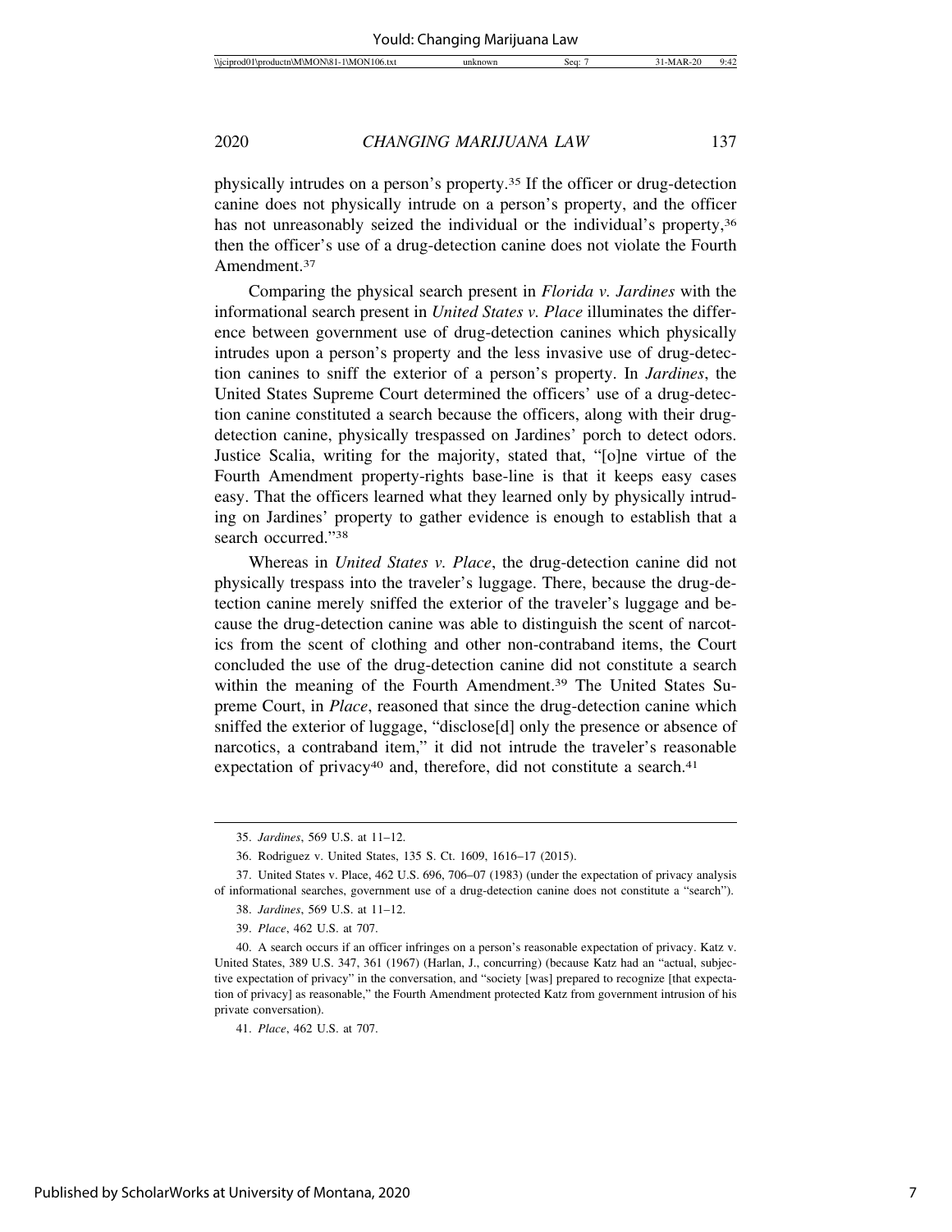physically intrudes on a person's property.[35] If the officer or drug-detection canine does not physically intrude on a person's property, and the officer has not unreasonably seized the individual or the individual's property,[36] then the officer's use of a drug-detection canine does not violate the Fourth Amendment.[37]

Comparing the physical search present in *Florida v. Jardines* with the informational search present in *United States v. Place* illuminates the difference between government use of drug-detection canines which physically intrudes upon a person's property and the less invasive use of drug-detection canines to sniff the exterior of a person's property. In *Jardines*, the United States Supreme Court determined the officers' use of a drug-detection canine constituted a search because the officers, along with their drug-detection canine, physically trespassed on Jardines' porch to detect odors. Justice Scalia, writing for the majority, stated that, "[o]ne virtue of the Fourth Amendment property-rights base-line is that it keeps easy cases easy. That the officers learned what they learned only by physically intruding on Jardines' property to gather evidence is enough to establish that a search occurred."[38]

Whereas in *United States v. Place*, the drug-detection canine did not physically trespass into the traveler's luggage. There, because the drug-detection canine merely sniffed the exterior of the traveler's luggage and because the drug-detection canine was able to distinguish the scent of narcotics from the scent of clothing and other non-contraband items, the Court concluded the use of the drug-detection canine did not constitute a search within the meaning of the Fourth Amendment.[39] The United States Supreme Court, in *Place*, reasoned that since the drug-detection canine which sniffed the exterior of luggage, "disclose[d] only the presence or absence of narcotics, a contraband item," it did not intrude the traveler's reasonable expectation of privacy[40] and, therefore, did not constitute a search.[41]

---

35. *Jardines*, 569 U.S. at 11–12.

36. Rodriguez v. United States, 135 S. Ct. 1609, 1616–17 (2015).

37. United States v. Place, 462 U.S. 696, 706–07 (1983) (under the expectation of privacy analysis of informational searches, government use of a drug-detection canine does not constitute a "search").

38. *Jardines*, 569 U.S. at 11–12.

39. *Place*, 462 U.S. at 707.

40. A search occurs if an officer infringes on a person's reasonable expectation of privacy. Katz v. United States, 389 U.S. 347, 361 (1967) (Harlan, J., concurring) (because Katz had an "actual, subjective expectation of privacy" in the conversation, and "society [was] prepared to recognize [that expectation of privacy] as reasonable," the Fourth Amendment protected Katz from government intrusion of his private conversation).

41. *Place*, 462 U.S. at 707.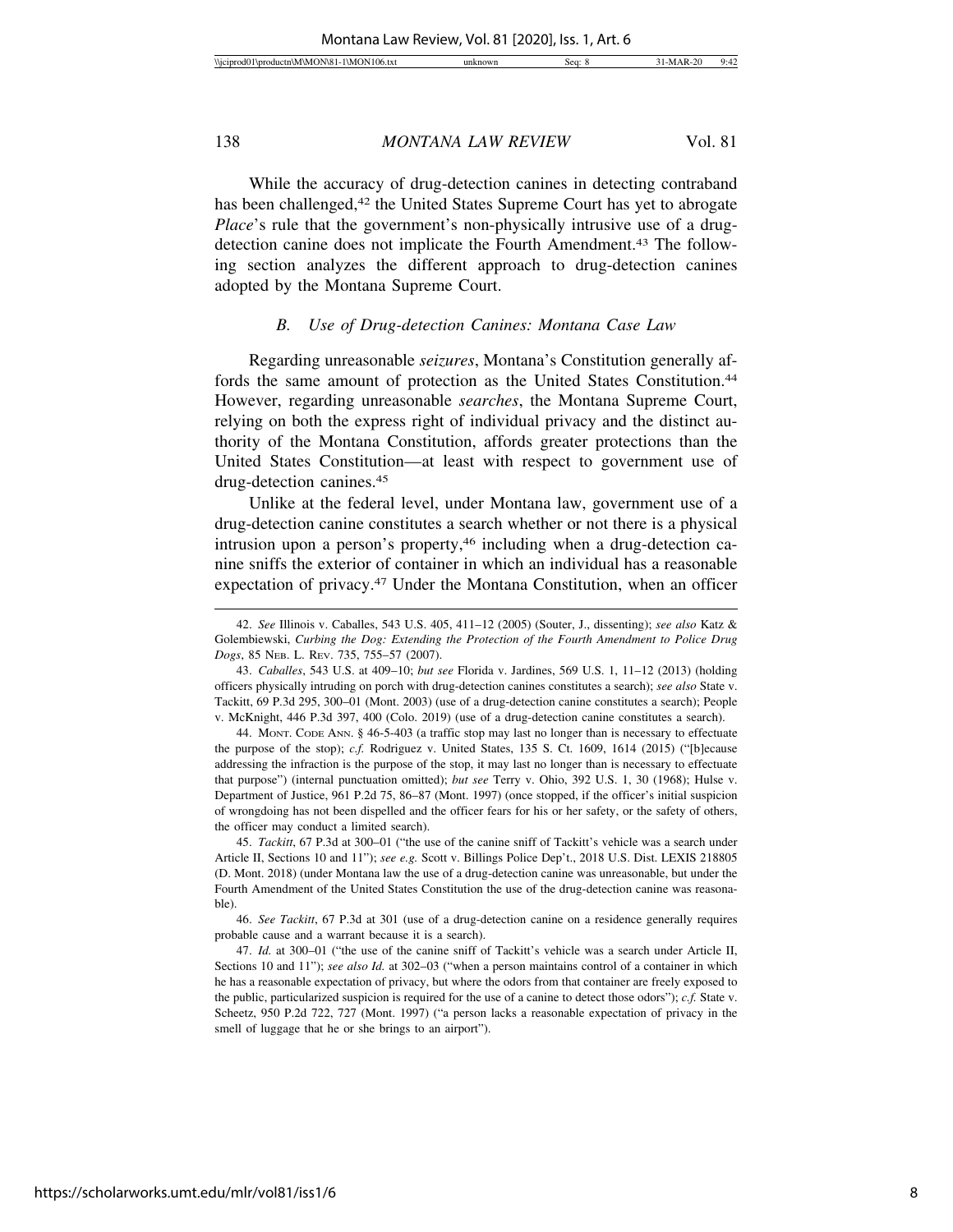While the accuracy of drug-detection canines in detecting contraband has been challenged,[42] the United States Supreme Court has yet to abrogate *Place*'s rule that the government's non-physically intrusive use of a drug-detection canine does not implicate the Fourth Amendment.[43] The following section analyzes the different approach to drug-detection canines adopted by the Montana Supreme Court.

### *B. Use of Drug-detection Canines: Montana Case Law*

Regarding unreasonable *seizures*, Montana's Constitution generally affords the same amount of protection as the United States Constitution.[44] However, regarding unreasonable *searches*, the Montana Supreme Court, relying on both the express right of individual privacy and the distinct authority of the Montana Constitution, affords greater protections than the United States Constitution—at least with respect to government use of drug-detection canines.[45]

Unlike at the federal level, under Montana law, government use of a drug-detection canine constitutes a search whether or not there is a physical intrusion upon a person's property,[46] including when a drug-detection canine sniffs the exterior of container in which an individual has a reasonable expectation of privacy.[47] Under the Montana Constitution, when an officer

---

42. *See* Illinois v. Caballes, 543 U.S. 405, 411–12 (2005) (Souter, J., dissenting); *see also* Katz & Golembiewski, *Curbing the Dog: Extending the Protection of the Fourth Amendment to Police Drug Dogs*, 85 NEB. L. REV. 735, 755–57 (2007).

43. *Caballes*, 543 U.S. at 409–10; *but see* Florida v. Jardines, 569 U.S. 1, 11–12 (2013) (holding officers physically intruding on porch with drug-detection canines constitutes a search); *see also* State v. Tackitt, 69 P.3d 295, 300–01 (Mont. 2003) (use of a drug-detection canine constitutes a search); People v. McKnight, 446 P.3d 397, 400 (Colo. 2019) (use of a drug-detection canine constitutes a search).

44. MONT. CODE ANN. § 46-5-403 (a traffic stop may last no longer than is necessary to effectuate the purpose of the stop); *c.f.* Rodriguez v. United States, 135 S. Ct. 1609, 1614 (2015) ("[b]ecause addressing the infraction is the purpose of the stop, it may last no longer than is necessary to effectuate that purpose") (internal punctuation omitted); *but see* Terry v. Ohio, 392 U.S. 1, 30 (1968); Hulse v. Department of Justice, 961 P.2d 75, 86–87 (Mont. 1997) (once stopped, if the officer's initial suspicion of wrongdoing has not been dispelled and the officer fears for his or her safety, or the safety of others, the officer may conduct a limited search).

45. *Tackitt*, 67 P.3d at 300–01 ("the use of the canine sniff of Tackitt's vehicle was a search under Article II, Sections 10 and 11"); *see e.g.* Scott v. Billings Police Dep't., 2018 U.S. Dist. LEXIS 218805 (D. Mont. 2018) (under Montana law the use of a drug-detection canine was unreasonable, but under the Fourth Amendment of the United States Constitution the use of the drug-detection canine was reasonable).

46. *See Tackitt*, 67 P.3d at 301 (use of a drug-detection canine on a residence generally requires probable cause and a warrant because it is a search).

47. *Id.* at 300–01 ("the use of the canine sniff of Tackitt's vehicle was a search under Article II, Sections 10 and 11"); *see also Id.* at 302–03 ("when a person maintains control of a container in which he has a reasonable expectation of privacy, but where the odors from that container are freely exposed to the public, particularized suspicion is required for the use of a canine to detect those odors"); *c.f.* State v. Scheetz, 950 P.2d 722, 727 (Mont. 1997) ("a person lacks a reasonable expectation of privacy in the smell of luggage that he or she brings to an airport").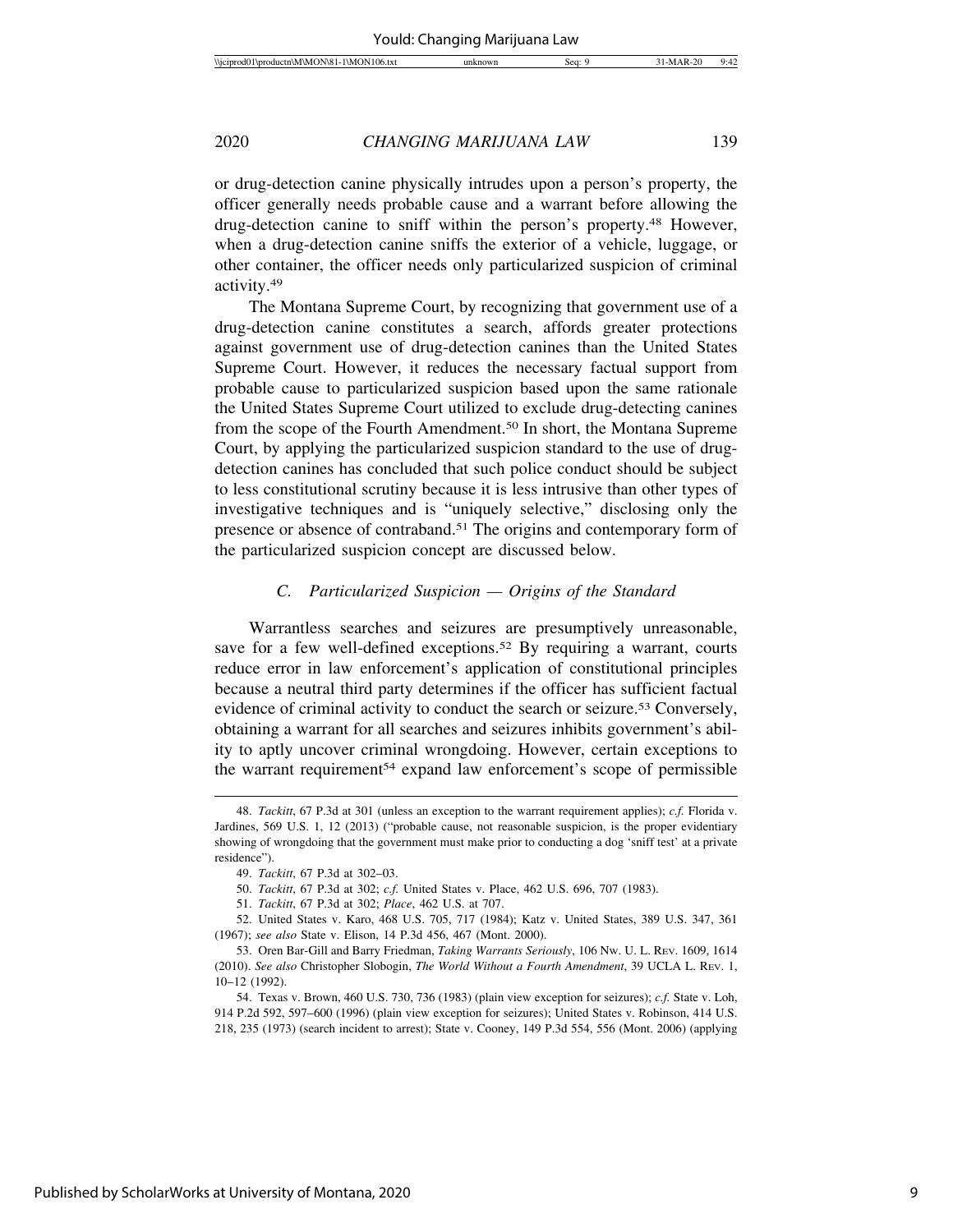or drug-detection canine physically intrudes upon a person's property, the officer generally needs probable cause and a warrant before allowing the drug-detection canine to sniff within the person's property.[48] However, when a drug-detection canine sniffs the exterior of a vehicle, luggage, or other container, the officer needs only particularized suspicion of criminal activity.[49]

The Montana Supreme Court, by recognizing that government use of a drug-detection canine constitutes a search, affords greater protections against government use of drug-detection canines than the United States Supreme Court. However, it reduces the necessary factual support from probable cause to particularized suspicion based upon the same rationale the United States Supreme Court utilized to exclude drug-detecting canines from the scope of the Fourth Amendment.[50] In short, the Montana Supreme Court, by applying the particularized suspicion standard to the use of drug-detection canines has concluded that such police conduct should be subject to less constitutional scrutiny because it is less intrusive than other types of investigative techniques and is "uniquely selective," disclosing only the presence or absence of contraband.[51] The origins and contemporary form of the particularized suspicion concept are discussed below.

### *C. Particularized Suspicion — Origins of the Standard*

Warrantless searches and seizures are presumptively unreasonable, save for a few well-defined exceptions.[52] By requiring a warrant, courts reduce error in law enforcement's application of constitutional principles because a neutral third party determines if the officer has sufficient factual evidence of criminal activity to conduct the search or seizure.[53] Conversely, obtaining a warrant for all searches and seizures inhibits government's ability to aptly uncover criminal wrongdoing. However, certain exceptions to the warrant requirement[54] expand law enforcement's scope of permissible

---

48. *Tackitt*, 67 P.3d at 301 (unless an exception to the warrant requirement applies); *c.f.* Florida v. Jardines, 569 U.S. 1, 12 (2013) ("probable cause, not reasonable suspicion, is the proper evidentiary showing of wrongdoing that the government must make prior to conducting a dog 'sniff test' at a private residence").

49. *Tackitt*, 67 P.3d at 302–03.

50. *Tackitt*, 67 P.3d at 302; *c.f.* United States v. Place, 462 U.S. 696, 707 (1983).

51. *Tackitt*, 67 P.3d at 302; *Place*, 462 U.S. at 707.

52. United States v. Karo, 468 U.S. 705, 717 (1984); Katz v. United States, 389 U.S. 347, 361 (1967); *see also* State v. Elison, 14 P.3d 456, 467 (Mont. 2000).

53. Oren Bar-Gill and Barry Friedman, *Taking Warrants Seriously*, 106 Nw. U. L. Rev. 1609, 1614 (2010). *See also* Christopher Slobogin, *The World Without a Fourth Amendment*, 39 UCLA L. Rev. 1, 10–12 (1992).

54. Texas v. Brown, 460 U.S. 730, 736 (1983) (plain view exception for seizures); *c.f.* State v. Loh, 914 P.2d 592, 597–600 (1996) (plain view exception for seizures); United States v. Robinson, 414 U.S. 218, 235 (1973) (search incident to arrest); State v. Cooney, 149 P.3d 554, 556 (Mont. 2006) (applying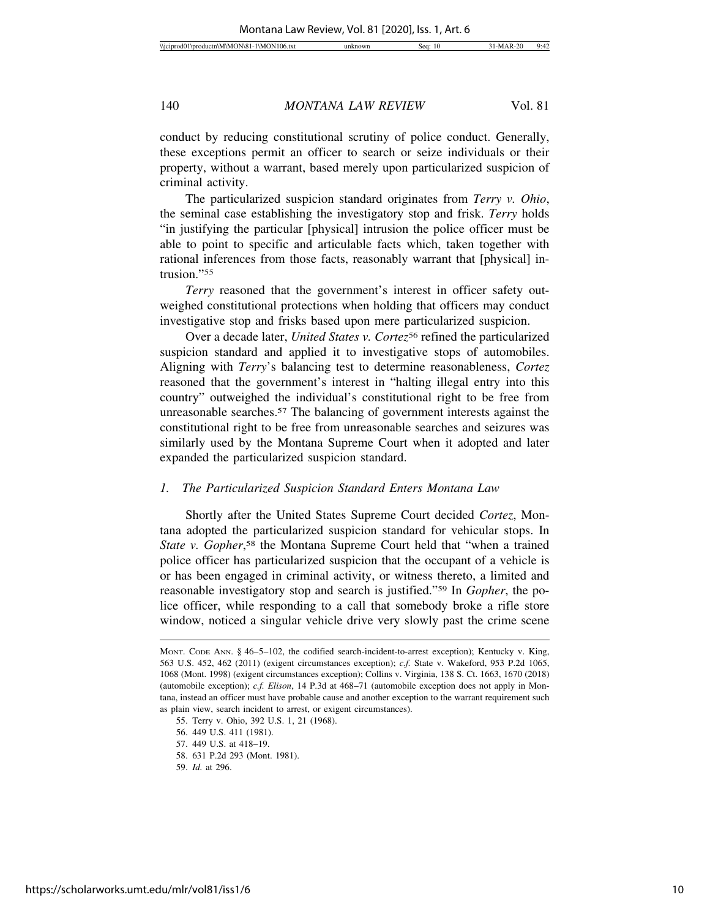conduct by reducing constitutional scrutiny of police conduct. Generally, these exceptions permit an officer to search or seize individuals or their property, without a warrant, based merely upon particularized suspicion of criminal activity.

The particularized suspicion standard originates from *Terry v. Ohio*, the seminal case establishing the investigatory stop and frisk. *Terry* holds "in justifying the particular [physical] intrusion the police officer must be able to point to specific and articulable facts which, taken together with rational inferences from those facts, reasonably warrant that [physical] intrusion."[55]

*Terry* reasoned that the government's interest in officer safety outweighed constitutional protections when holding that officers may conduct investigative stop and frisks based upon mere particularized suspicion.

Over a decade later, *United States v. Cortez*[56] refined the particularized suspicion standard and applied it to investigative stops of automobiles. Aligning with *Terry*'s balancing test to determine reasonableness, *Cortez* reasoned that the government's interest in "halting illegal entry into this country" outweighed the individual's constitutional right to be free from unreasonable searches.[57] The balancing of government interests against the constitutional right to be free from unreasonable searches and seizures was similarly used by the Montana Supreme Court when it adopted and later expanded the particularized suspicion standard.

### *1. The Particularized Suspicion Standard Enters Montana Law*

Shortly after the United States Supreme Court decided *Cortez*, Montana adopted the particularized suspicion standard for vehicular stops. In *State v. Gopher*,[58] the Montana Supreme Court held that "when a trained police officer has particularized suspicion that the occupant of a vehicle is or has been engaged in criminal activity, or witness thereto, a limited and reasonable investigatory stop and search is justified."[59] In *Gopher*, the police officer, while responding to a call that somebody broke a rifle store window, noticed a singular vehicle drive very slowly past the crime scene

---

MONT. CODE ANN. § 46–5–102, the codified search-incident-to-arrest exception); Kentucky v. King, 563 U.S. 452, 462 (2011) (exigent circumstances exception); *c.f.* State v. Wakeford, 953 P.2d 1065, 1068 (Mont. 1998) (exigent circumstances exception); Collins v. Virginia, 138 S. Ct. 1663, 1670 (2018) (automobile exception); *c.f. Elison*, 14 P.3d at 468–71 (automobile exception does not apply in Montana, instead an officer must have probable cause and another exception to the warrant requirement such as plain view, search incident to arrest, or exigent circumstances).

55. Terry v. Ohio, 392 U.S. 1, 21 (1968).

56. 449 U.S. 411 (1981).

57. 449 U.S. at 418–19.

58. 631 P.2d 293 (Mont. 1981).

59. *Id.* at 296.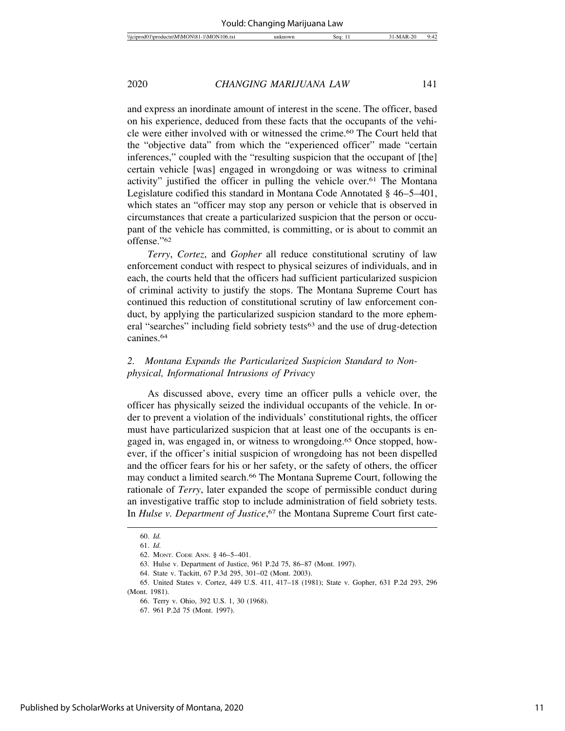and express an inordinate amount of interest in the scene. The officer, based on his experience, deduced from these facts that the occupants of the vehicle were either involved with or witnessed the crime.[60] The Court held that the "objective data" from which the "experienced officer" made "certain inferences," coupled with the "resulting suspicion that the occupant of [the] certain vehicle [was] engaged in wrongdoing or was witness to criminal activity" justified the officer in pulling the vehicle over.[61] The Montana Legislature codified this standard in Montana Code Annotated § 46–5–401, which states an "officer may stop any person or vehicle that is observed in circumstances that create a particularized suspicion that the person or occupant of the vehicle has committed, is committing, or is about to commit an offense."[62]

*Terry*, *Cortez*, and *Gopher* all reduce constitutional scrutiny of law enforcement conduct with respect to physical seizures of individuals, and in each, the courts held that the officers had sufficient particularized suspicion of criminal activity to justify the stops. The Montana Supreme Court has continued this reduction of constitutional scrutiny of law enforcement conduct, by applying the particularized suspicion standard to the more ephemeral "searches" including field sobriety tests[63] and the use of drug-detection canines.[64]

### 2. Montana Expands the Particularized Suspicion Standard to Non-physical, Informational Intrusions of Privacy

As discussed above, every time an officer pulls a vehicle over, the officer has physically seized the individual occupants of the vehicle. In order to prevent a violation of the individuals' constitutional rights, the officer must have particularized suspicion that at least one of the occupants is engaged in, was engaged in, or witness to wrongdoing.[65] Once stopped, however, if the officer's initial suspicion of wrongdoing has not been dispelled and the officer fears for his or her safety, or the safety of others, the officer may conduct a limited search.[66] The Montana Supreme Court, following the rationale of *Terry*, later expanded the scope of permissible conduct during an investigative traffic stop to include administration of field sobriety tests. In *Hulse v. Department of Justice*,[67] the Montana Supreme Court first cate-

---

60. *Id.*

61. *Id.*

62. MONT. CODE ANN. § 46–5–401.

63. Hulse v. Department of Justice, 961 P.2d 75, 86–87 (Mont. 1997).

64. State v. Tackitt, 67 P.3d 295, 301–02 (Mont. 2003).

65. United States v. Cortez, 449 U.S. 411, 417–18 (1981); State v. Gopher, 631 P.2d 293, 296 (Mont. 1981).

66. Terry v. Ohio, 392 U.S. 1, 30 (1968).

67. 961 P.2d 75 (Mont. 1997).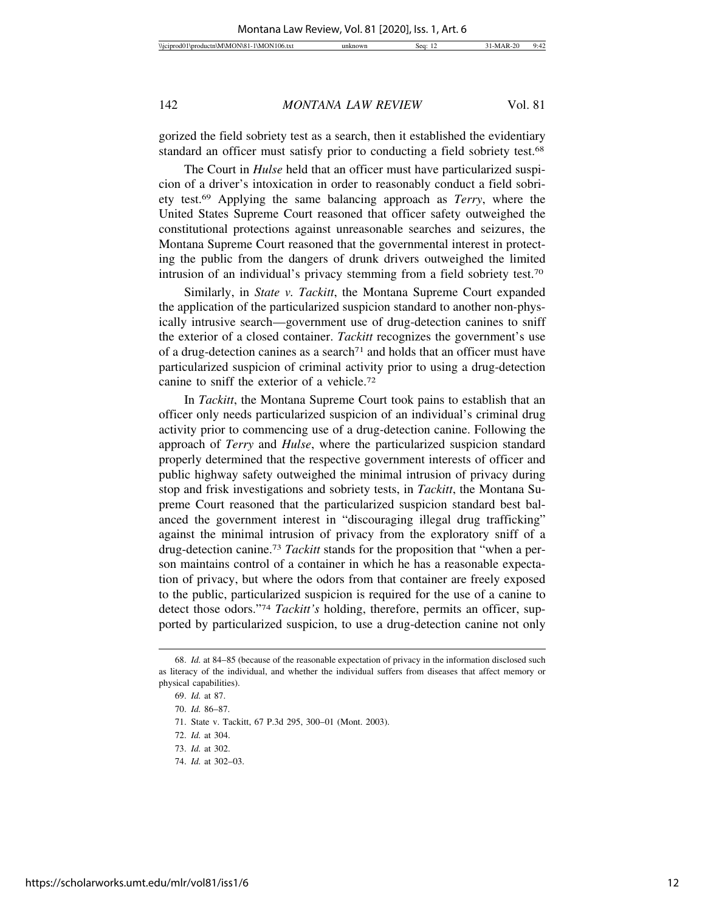gorized the field sobriety test as a search, then it established the evidentiary standard an officer must satisfy prior to conducting a field sobriety test.[68]

The Court in *Hulse* held that an officer must have particularized suspicion of a driver's intoxication in order to reasonably conduct a field sobriety test.[69] Applying the same balancing approach as *Terry*, where the United States Supreme Court reasoned that officer safety outweighed the constitutional protections against unreasonable searches and seizures, the Montana Supreme Court reasoned that the governmental interest in protecting the public from the dangers of drunk drivers outweighed the limited intrusion of an individual's privacy stemming from a field sobriety test.[70]

Similarly, in *State v. Tackitt*, the Montana Supreme Court expanded the application of the particularized suspicion standard to another non-physically intrusive search—government use of drug-detection canines to sniff the exterior of a closed container. *Tackitt* recognizes the government's use of a drug-detection canines as a search[71] and holds that an officer must have particularized suspicion of criminal activity prior to using a drug-detection canine to sniff the exterior of a vehicle.[72]

In *Tackitt*, the Montana Supreme Court took pains to establish that an officer only needs particularized suspicion of an individual's criminal drug activity prior to commencing use of a drug-detection canine. Following the approach of *Terry* and *Hulse*, where the particularized suspicion standard properly determined that the respective government interests of officer and public highway safety outweighed the minimal intrusion of privacy during stop and frisk investigations and sobriety tests, in *Tackitt*, the Montana Supreme Court reasoned that the particularized suspicion standard best balanced the government interest in "discouraging illegal drug trafficking" against the minimal intrusion of privacy from the exploratory sniff of a drug-detection canine.[73] *Tackitt* stands for the proposition that "when a person maintains control of a container in which he has a reasonable expectation of privacy, but where the odors from that container are freely exposed to the public, particularized suspicion is required for the use of a canine to detect those odors."[74] *Tackitt's* holding, therefore, permits an officer, supported by particularized suspicion, to use a drug-detection canine not only

---

68. *Id.* at 84–85 (because of the reasonable expectation of privacy in the information disclosed such as literacy of the individual, and whether the individual suffers from diseases that affect memory or physical capabilities).

69. *Id.* at 87.

70. *Id.* 86–87.

71. State v. Tackitt, 67 P.3d 295, 300–01 (Mont. 2003).

72. *Id.* at 304.

73. *Id.* at 302.

74. *Id.* at 302–03.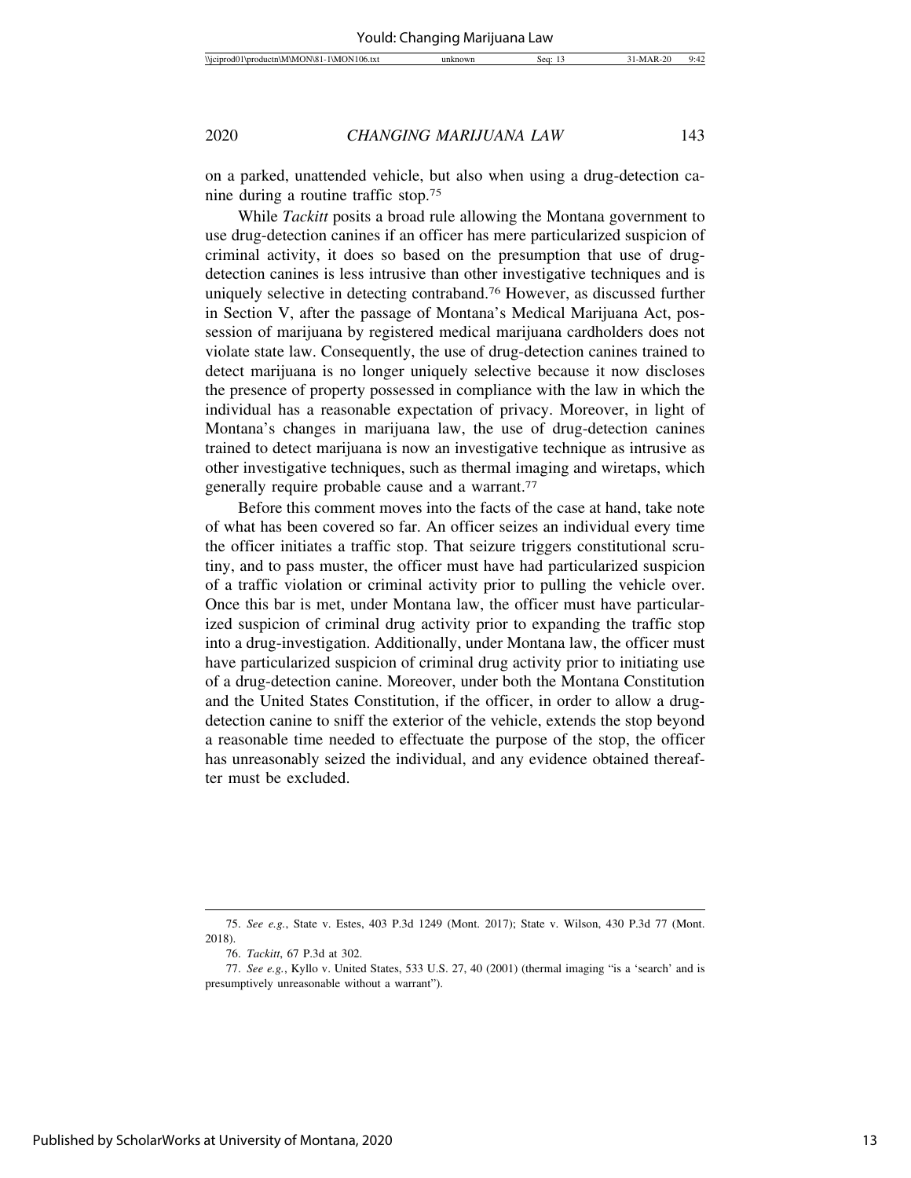on a parked, unattended vehicle, but also when using a drug-detection canine during a routine traffic stop.[75]

While *Tackitt* posits a broad rule allowing the Montana government to use drug-detection canines if an officer has mere particularized suspicion of criminal activity, it does so based on the presumption that use of drug-detection canines is less intrusive than other investigative techniques and is uniquely selective in detecting contraband.[76] However, as discussed further in Section V, after the passage of Montana's Medical Marijuana Act, possession of marijuana by registered medical marijuana cardholders does not violate state law. Consequently, the use of drug-detection canines trained to detect marijuana is no longer uniquely selective because it now discloses the presence of property possessed in compliance with the law in which the individual has a reasonable expectation of privacy. Moreover, in light of Montana's changes in marijuana law, the use of drug-detection canines trained to detect marijuana is now an investigative technique as intrusive as other investigative techniques, such as thermal imaging and wiretaps, which generally require probable cause and a warrant.[77]

Before this comment moves into the facts of the case at hand, take note of what has been covered so far. An officer seizes an individual every time the officer initiates a traffic stop. That seizure triggers constitutional scrutiny, and to pass muster, the officer must have had particularized suspicion of a traffic violation or criminal activity prior to pulling the vehicle over. Once this bar is met, under Montana law, the officer must have particularized suspicion of criminal drug activity prior to expanding the traffic stop into a drug-investigation. Additionally, under Montana law, the officer must have particularized suspicion of criminal drug activity prior to initiating use of a drug-detection canine. Moreover, under both the Montana Constitution and the United States Constitution, if the officer, in order to allow a drug-detection canine to sniff the exterior of the vehicle, extends the stop beyond a reasonable time needed to effectuate the purpose of the stop, the officer has unreasonably seized the individual, and any evidence obtained thereafter must be excluded.

---

75. *See e.g.*, State v. Estes, 403 P.3d 1249 (Mont. 2017); State v. Wilson, 430 P.3d 77 (Mont. 2018).

76. *Tackitt*, 67 P.3d at 302.

77. *See e.g.*, Kyllo v. United States, 533 U.S. 27, 40 (2001) (thermal imaging "is a 'search' and is presumptively unreasonable without a warrant").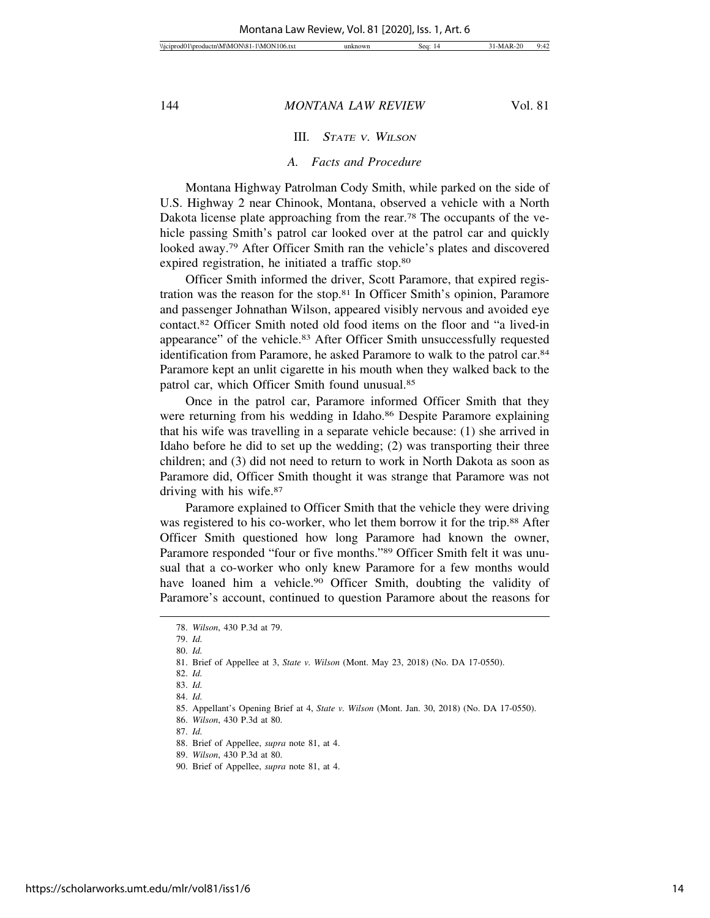## III. *State v. Wilson*

### A. *Facts and Procedure*

Montana Highway Patrolman Cody Smith, while parked on the side of U.S. Highway 2 near Chinook, Montana, observed a vehicle with a North Dakota license plate approaching from the rear.[78] The occupants of the vehicle passing Smith's patrol car looked over at the patrol car and quickly looked away.[79] After Officer Smith ran the vehicle's plates and discovered expired registration, he initiated a traffic stop.[80]

Officer Smith informed the driver, Scott Paramore, that expired registration was the reason for the stop.[81] In Officer Smith's opinion, Paramore and passenger Johnathan Wilson, appeared visibly nervous and avoided eye contact.[82] Officer Smith noted old food items on the floor and "a lived-in appearance" of the vehicle.[83] After Officer Smith unsuccessfully requested identification from Paramore, he asked Paramore to walk to the patrol car.[84] Paramore kept an unlit cigarette in his mouth when they walked back to the patrol car, which Officer Smith found unusual.[85]

Once in the patrol car, Paramore informed Officer Smith that they were returning from his wedding in Idaho.[86] Despite Paramore explaining that his wife was travelling in a separate vehicle because: (1) she arrived in Idaho before he did to set up the wedding; (2) was transporting their three children; and (3) did not need to return to work in North Dakota as soon as Paramore did, Officer Smith thought it was strange that Paramore was not driving with his wife.[87]

Paramore explained to Officer Smith that the vehicle they were driving was registered to his co-worker, who let them borrow it for the trip.[88] After Officer Smith questioned how long Paramore had known the owner, Paramore responded "four or five months."[89] Officer Smith felt it was unusual that a co-worker who only knew Paramore for a few months would have loaned him a vehicle.[90] Officer Smith, doubting the validity of Paramore's account, continued to question Paramore about the reasons for

---

78. *Wilson*, 430 P.3d at 79.
79. *Id.*
80. *Id.*
81. Brief of Appellee at 3, *State v. Wilson* (Mont. May 23, 2018) (No. DA 17-0550).
82. *Id.*
83. *Id.*
84. *Id.*
85. Appellant's Opening Brief at 4, *State v. Wilson* (Mont. Jan. 30, 2018) (No. DA 17-0550).
86. *Wilson*, 430 P.3d at 80.
87. *Id.*
88. Brief of Appellee, *supra* note 81, at 4.
89. *Wilson*, 430 P.3d at 80.
90. Brief of Appellee, *supra* note 81, at 4.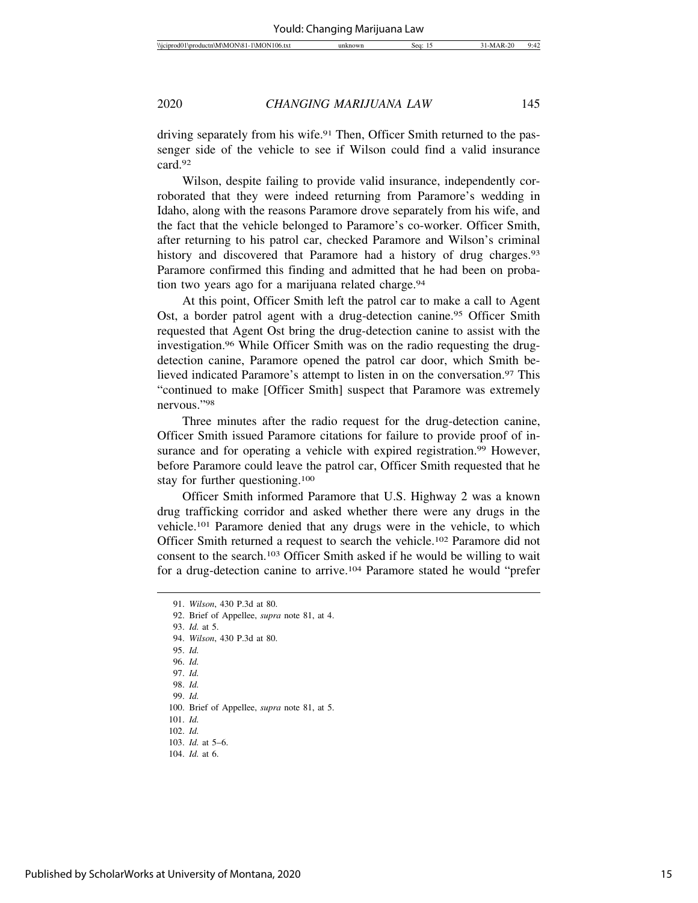driving separately from his wife.[91] Then, Officer Smith returned to the passenger side of the vehicle to see if Wilson could find a valid insurance card.[92]

Wilson, despite failing to provide valid insurance, independently corroborated that they were indeed returning from Paramore's wedding in Idaho, along with the reasons Paramore drove separately from his wife, and the fact that the vehicle belonged to Paramore's co-worker. Officer Smith, after returning to his patrol car, checked Paramore and Wilson's criminal history and discovered that Paramore had a history of drug charges.[93] Paramore confirmed this finding and admitted that he had been on probation two years ago for a marijuana related charge.[94]

At this point, Officer Smith left the patrol car to make a call to Agent Ost, a border patrol agent with a drug-detection canine.[95] Officer Smith requested that Agent Ost bring the drug-detection canine to assist with the investigation.[96] While Officer Smith was on the radio requesting the drug-detection canine, Paramore opened the patrol car door, which Smith believed indicated Paramore's attempt to listen in on the conversation.[97] This "continued to make [Officer Smith] suspect that Paramore was extremely nervous."[98]

Three minutes after the radio request for the drug-detection canine, Officer Smith issued Paramore citations for failure to provide proof of insurance and for operating a vehicle with expired registration.[99] However, before Paramore could leave the patrol car, Officer Smith requested that he stay for further questioning.[100]

Officer Smith informed Paramore that U.S. Highway 2 was a known drug trafficking corridor and asked whether there were any drugs in the vehicle.[101] Paramore denied that any drugs were in the vehicle, to which Officer Smith returned a request to search the vehicle.[102] Paramore did not consent to the search.[103] Officer Smith asked if he would be willing to wait for a drug-detection canine to arrive.[104] Paramore stated he would "prefer

---

91. *Wilson*, 430 P.3d at 80.
92. Brief of Appellee, *supra* note 81, at 4.
93. *Id.* at 5.
94. *Wilson*, 430 P.3d at 80.
95. *Id.*
96. *Id.*
97. *Id.*
98. *Id.*
99. *Id.*
100. Brief of Appellee, *supra* note 81, at 5.
101. *Id.*
102. *Id.*
103. *Id.* at 5–6.
104. *Id.* at 6.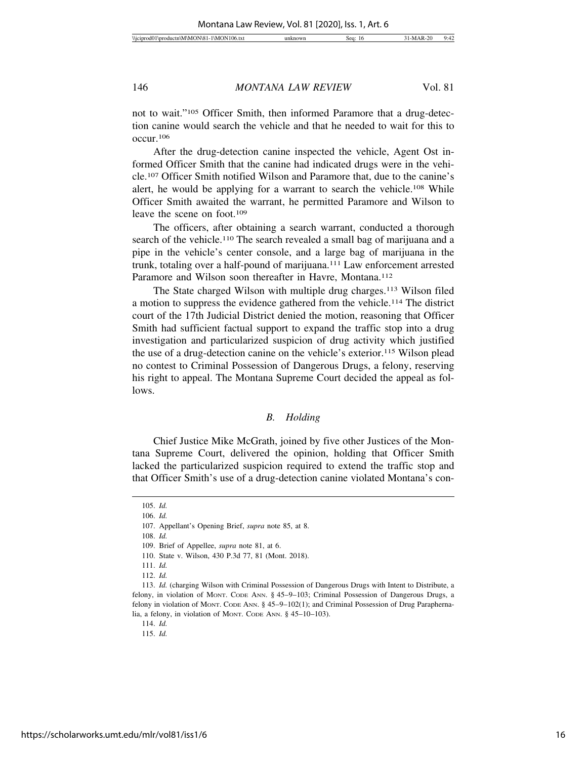not to wait."[105] Officer Smith, then informed Paramore that a drug-detection canine would search the vehicle and that he needed to wait for this to occur.[106]

After the drug-detection canine inspected the vehicle, Agent Ost informed Officer Smith that the canine had indicated drugs were in the vehicle.[107] Officer Smith notified Wilson and Paramore that, due to the canine's alert, he would be applying for a warrant to search the vehicle.[108] While Officer Smith awaited the warrant, he permitted Paramore and Wilson to leave the scene on foot.[109]

The officers, after obtaining a search warrant, conducted a thorough search of the vehicle.[110] The search revealed a small bag of marijuana and a pipe in the vehicle's center console, and a large bag of marijuana in the trunk, totaling over a half-pound of marijuana.[111] Law enforcement arrested Paramore and Wilson soon thereafter in Havre, Montana.[112]

The State charged Wilson with multiple drug charges.[113] Wilson filed a motion to suppress the evidence gathered from the vehicle.[114] The district court of the 17th Judicial District denied the motion, reasoning that Officer Smith had sufficient factual support to expand the traffic stop into a drug investigation and particularized suspicion of drug activity which justified the use of a drug-detection canine on the vehicle's exterior.[115] Wilson plead no contest to Criminal Possession of Dangerous Drugs, a felony, reserving his right to appeal. The Montana Supreme Court decided the appeal as follows.

### *B. Holding*

Chief Justice Mike McGrath, joined by five other Justices of the Montana Supreme Court, delivered the opinion, holding that Officer Smith lacked the particularized suspicion required to extend the traffic stop and that Officer Smith's use of a drug-detection canine violated Montana's con-

---

105. *Id.*

106. *Id.*

107. Appellant's Opening Brief, *supra* note 85, at 8.

108. *Id.*

109. Brief of Appellee, *supra* note 81, at 6.

110. State v. Wilson, 430 P.3d 77, 81 (Mont. 2018).

111. *Id.*

112. *Id.*

113. *Id.* (charging Wilson with Criminal Possession of Dangerous Drugs with Intent to Distribute, a felony, in violation of MONT. CODE ANN. § 45–9–103; Criminal Possession of Dangerous Drugs, a felony in violation of MONT. CODE ANN. § 45–9–102(1); and Criminal Possession of Drug Paraphernalia, a felony, in violation of MONT. CODE ANN. § 45–10–103).

114. *Id.*

115. *Id.*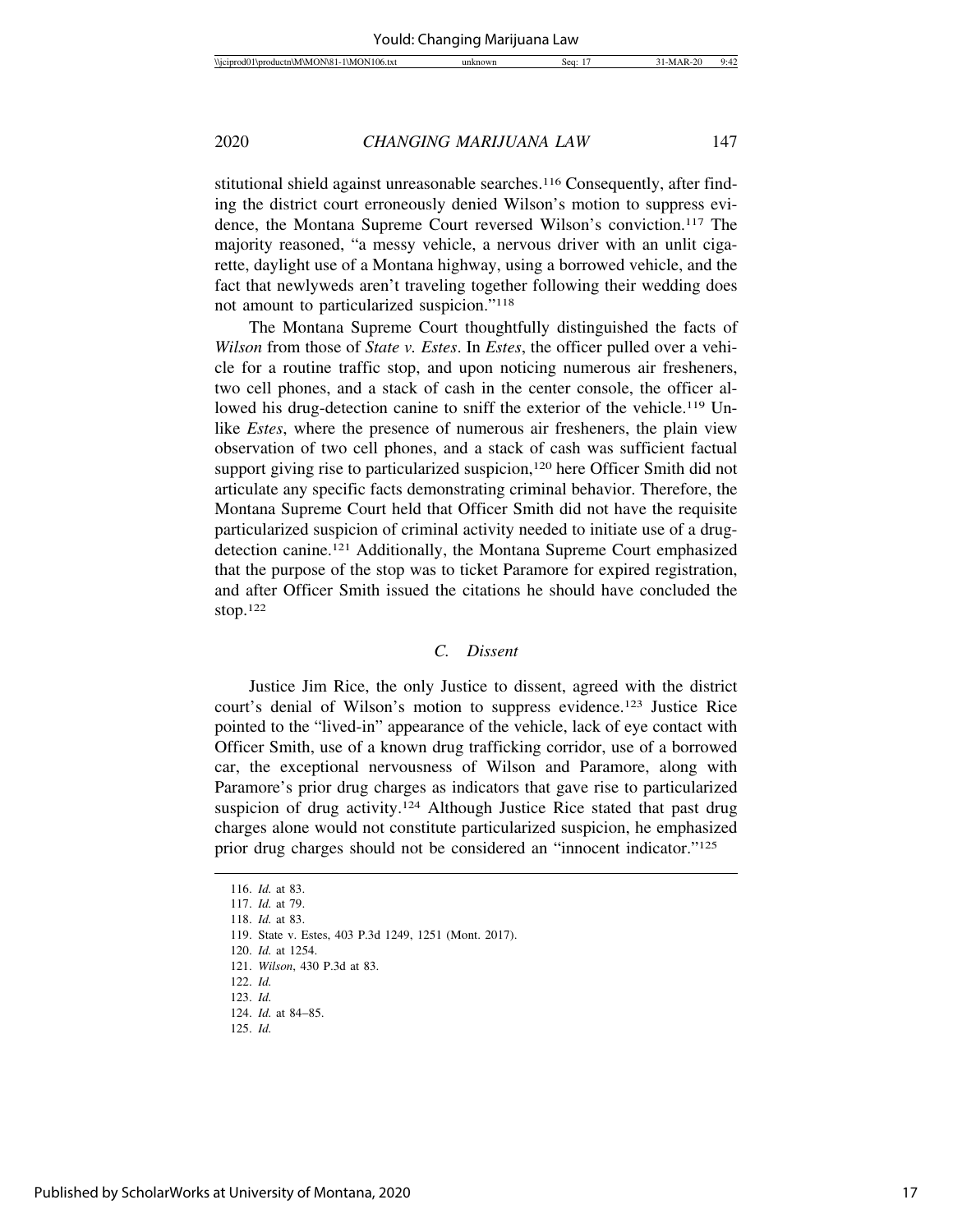stitutional shield against unreasonable searches.[116] Consequently, after finding the district court erroneously denied Wilson's motion to suppress evidence, the Montana Supreme Court reversed Wilson's conviction.[117] The majority reasoned, "a messy vehicle, a nervous driver with an unlit cigarette, daylight use of a Montana highway, using a borrowed vehicle, and the fact that newlyweds aren't traveling together following their wedding does not amount to particularized suspicion."[118]

The Montana Supreme Court thoughtfully distinguished the facts of *Wilson* from those of *State v. Estes*. In *Estes*, the officer pulled over a vehicle for a routine traffic stop, and upon noticing numerous air fresheners, two cell phones, and a stack of cash in the center console, the officer allowed his drug-detection canine to sniff the exterior of the vehicle.[119] Unlike *Estes*, where the presence of numerous air fresheners, the plain view observation of two cell phones, and a stack of cash was sufficient factual support giving rise to particularized suspicion,[120] here Officer Smith did not articulate any specific facts demonstrating criminal behavior. Therefore, the Montana Supreme Court held that Officer Smith did not have the requisite particularized suspicion of criminal activity needed to initiate use of a drug-detection canine.[121] Additionally, the Montana Supreme Court emphasized that the purpose of the stop was to ticket Paramore for expired registration, and after Officer Smith issued the citations he should have concluded the stop.[122]

### *C. Dissent*

Justice Jim Rice, the only Justice to dissent, agreed with the district court's denial of Wilson's motion to suppress evidence.[123] Justice Rice pointed to the "lived-in" appearance of the vehicle, lack of eye contact with Officer Smith, use of a known drug trafficking corridor, use of a borrowed car, the exceptional nervousness of Wilson and Paramore, along with Paramore's prior drug charges as indicators that gave rise to particularized suspicion of drug activity.[124] Although Justice Rice stated that past drug charges alone would not constitute particularized suspicion, he emphasized prior drug charges should not be considered an "innocent indicator."[125]

---

116. *Id.* at 83.
117. *Id.* at 79.
118. *Id.* at 83.
119. State v. Estes, 403 P.3d 1249, 1251 (Mont. 2017).
120. *Id.* at 1254.
121. *Wilson*, 430 P.3d at 83.
122. *Id.*
123. *Id.*
124. *Id.* at 84–85.
125. *Id.*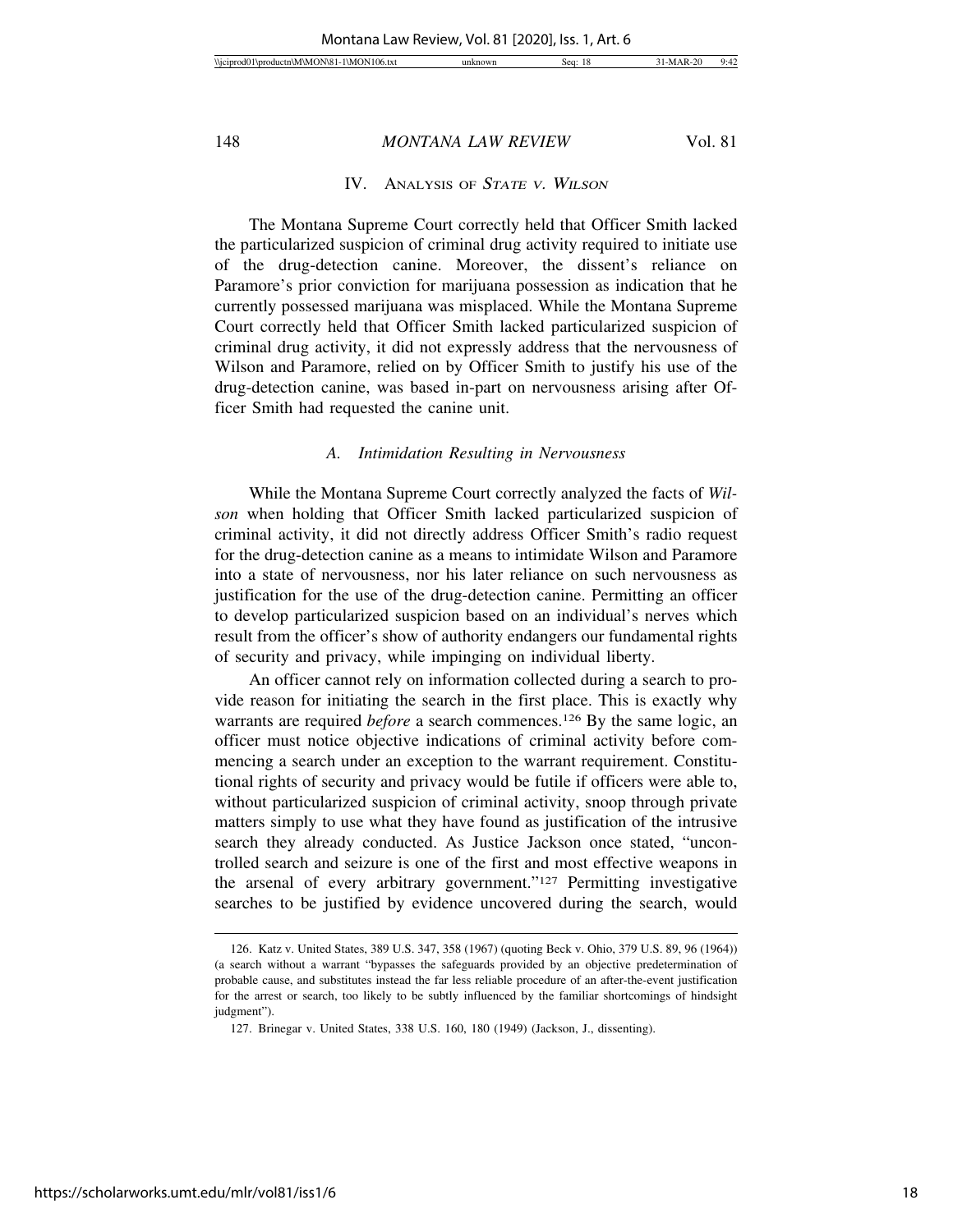## IV. Analysis of *State v. Wilson*

The Montana Supreme Court correctly held that Officer Smith lacked the particularized suspicion of criminal drug activity required to initiate use of the drug-detection canine. Moreover, the dissent's reliance on Paramore's prior conviction for marijuana possession as indication that he currently possessed marijuana was misplaced. While the Montana Supreme Court correctly held that Officer Smith lacked particularized suspicion of criminal drug activity, it did not expressly address that the nervousness of Wilson and Paramore, relied on by Officer Smith to justify his use of the drug-detection canine, was based in-part on nervousness arising after Officer Smith had requested the canine unit.

### A. *Intimidation Resulting in Nervousness*

While the Montana Supreme Court correctly analyzed the facts of *Wilson* when holding that Officer Smith lacked particularized suspicion of criminal activity, it did not directly address Officer Smith's radio request for the drug-detection canine as a means to intimidate Wilson and Paramore into a state of nervousness, nor his later reliance on such nervousness as justification for the use of the drug-detection canine. Permitting an officer to develop particularized suspicion based on an individual's nerves which result from the officer's show of authority endangers our fundamental rights of security and privacy, while impinging on individual liberty.

An officer cannot rely on information collected during a search to provide reason for initiating the search in the first place. This is exactly why warrants are required *before* a search commences.[126] By the same logic, an officer must notice objective indications of criminal activity before commencing a search under an exception to the warrant requirement. Constitutional rights of security and privacy would be futile if officers were able to, without particularized suspicion of criminal activity, snoop through private matters simply to use what they have found as justification of the intrusive search they already conducted. As Justice Jackson once stated, "uncontrolled search and seizure is one of the first and most effective weapons in the arsenal of every arbitrary government."[127] Permitting investigative searches to be justified by evidence uncovered during the search, would

---

126. Katz v. United States, 389 U.S. 347, 358 (1967) (quoting Beck v. Ohio, 379 U.S. 89, 96 (1964)) (a search without a warrant "bypasses the safeguards provided by an objective predetermination of probable cause, and substitutes instead the far less reliable procedure of an after-the-event justification for the arrest or search, too likely to be subtly influenced by the familiar shortcomings of hindsight judgment").

127. Brinegar v. United States, 338 U.S. 160, 180 (1949) (Jackson, J., dissenting).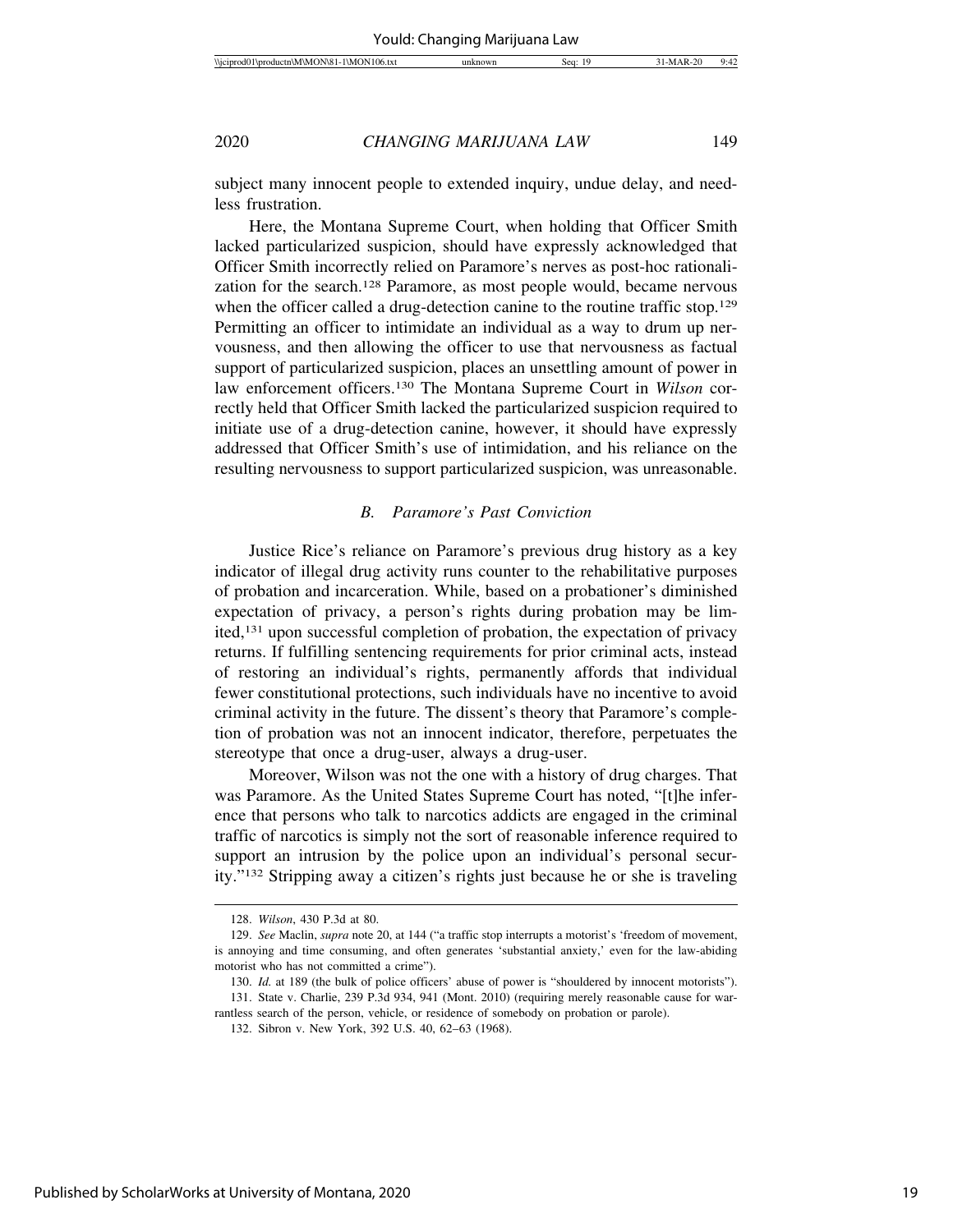subject many innocent people to extended inquiry, undue delay, and needless frustration.

Here, the Montana Supreme Court, when holding that Officer Smith lacked particularized suspicion, should have expressly acknowledged that Officer Smith incorrectly relied on Paramore's nerves as post-hoc rationalization for the search.[128] Paramore, as most people would, became nervous when the officer called a drug-detection canine to the routine traffic stop.[129] Permitting an officer to intimidate an individual as a way to drum up nervousness, and then allowing the officer to use that nervousness as factual support of particularized suspicion, places an unsettling amount of power in law enforcement officers.[130] The Montana Supreme Court in *Wilson* correctly held that Officer Smith lacked the particularized suspicion required to initiate use of a drug-detection canine, however, it should have expressly addressed that Officer Smith's use of intimidation, and his reliance on the resulting nervousness to support particularized suspicion, was unreasonable.

### *B. Paramore's Past Conviction*

Justice Rice's reliance on Paramore's previous drug history as a key indicator of illegal drug activity runs counter to the rehabilitative purposes of probation and incarceration. While, based on a probationer's diminished expectation of privacy, a person's rights during probation may be limited,[131] upon successful completion of probation, the expectation of privacy returns. If fulfilling sentencing requirements for prior criminal acts, instead of restoring an individual's rights, permanently affords that individual fewer constitutional protections, such individuals have no incentive to avoid criminal activity in the future. The dissent's theory that Paramore's completion of probation was not an innocent indicator, therefore, perpetuates the stereotype that once a drug-user, always a drug-user.

Moreover, Wilson was not the one with a history of drug charges. That was Paramore. As the United States Supreme Court has noted, "[t]he inference that persons who talk to narcotics addicts are engaged in the criminal traffic of narcotics is simply not the sort of reasonable inference required to support an intrusion by the police upon an individual's personal security."[132] Stripping away a citizen's rights just because he or she is traveling

---

128. *Wilson*, 430 P.3d at 80.

129. *See* Maclin, *supra* note 20, at 144 ("a traffic stop interrupts a motorist's 'freedom of movement, is annoying and time consuming, and often generates 'substantial anxiety,' even for the law-abiding motorist who has not committed a crime").

130. *Id.* at 189 (the bulk of police officers' abuse of power is "shouldered by innocent motorists").

131. State v. Charlie, 239 P.3d 934, 941 (Mont. 2010) (requiring merely reasonable cause for warrantless search of the person, vehicle, or residence of somebody on probation or parole).

132. Sibron v. New York, 392 U.S. 40, 62–63 (1968).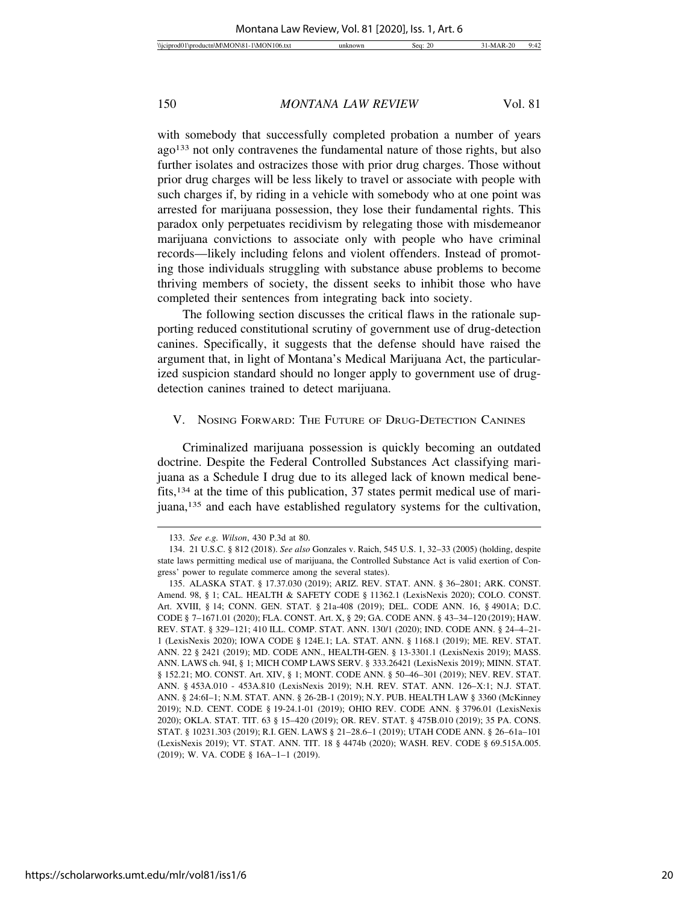with somebody that successfully completed probation a number of years ago[133] not only contravenes the fundamental nature of those rights, but also further isolates and ostracizes those with prior drug charges. Those without prior drug charges will be less likely to travel or associate with people with such charges if, by riding in a vehicle with somebody who at one point was arrested for marijuana possession, they lose their fundamental rights. This paradox only perpetuates recidivism by relegating those with misdemeanor marijuana convictions to associate only with people who have criminal records—likely including felons and violent offenders. Instead of promoting those individuals struggling with substance abuse problems to become thriving members of society, the dissent seeks to inhibit those who have completed their sentences from integrating back into society.

The following section discusses the critical flaws in the rationale supporting reduced constitutional scrutiny of government use of drug-detection canines. Specifically, it suggests that the defense should have raised the argument that, in light of Montana's Medical Marijuana Act, the particularized suspicion standard should no longer apply to government use of drug-detection canines trained to detect marijuana.

## V. Nosing Forward: The Future of Drug-Detection Canines

Criminalized marijuana possession is quickly becoming an outdated doctrine. Despite the Federal Controlled Substances Act classifying marijuana as a Schedule I drug due to its alleged lack of known medical benefits,[134] at the time of this publication, 37 states permit medical use of marijuana,[135] and each have established regulatory systems for the cultivation,

---

133. *See e.g. Wilson*, 430 P.3d at 80.

134. 21 U.S.C. § 812 (2018). *See also* Gonzales v. Raich, 545 U.S. 1, 32–33 (2005) (holding, despite state laws permitting medical use of marijuana, the Controlled Substance Act is valid exertion of Congress' power to regulate commerce among the several states).

135. ALASKA STAT. § 17.37.030 (2019); ARIZ. REV. STAT. ANN. § 36–2801; ARK. CONST. Amend. 98, § 1; CAL. HEALTH & SAFETY CODE § 11362.1 (LexisNexis 2020); COLO. CONST. Art. XVIII, § 14; CONN. GEN. STAT. § 21a-408 (2019); DEL. CODE ANN. 16, § 4901A; D.C. CODE § 7–1671.01 (2020); FLA. CONST. Art. X, § 29; GA. CODE ANN. § 43–34–120 (2019); HAW. REV. STAT. § 329–121; 410 ILL. COMP. STAT. ANN. 130/1 (2020); IND. CODE ANN. § 24–4–21-1 (LexisNexis 2020); IOWA CODE § 124E.1; LA. STAT. ANN. § 1168.1 (2019); ME. REV. STAT. ANN. 22 § 2421 (2019); MD. CODE ANN., HEALTH-GEN. § 13-3301.1 (LexisNexis 2019); MASS. ANN. LAWS ch. 94I, § 1; MICH COMP LAWS SERV. § 333.26421 (LexisNexis 2019); MINN. STAT. § 152.21; MO. CONST. Art. XIV, § 1; MONT. CODE ANN. § 50–46–301 (2019); NEV. REV. STAT. ANN. § 453A.010 - 453A.810 (LexisNexis 2019); N.H. REV. STAT. ANN. 126–X:1; N.J. STAT. ANN. § 24:6I–1; N.M. STAT. ANN. § 26-2B-1 (2019); N.Y. PUB. HEALTH LAW § 3360 (McKinney 2019); N.D. CENT. CODE § 19-24.1-01 (2019); OHIO REV. CODE ANN. § 3796.01 (LexisNexis 2020); OKLA. STAT. TIT. 63 § 15–420 (2019); OR. REV. STAT. § 475B.010 (2019); 35 PA. CONS. STAT. § 10231.303 (2019); R.I. GEN. LAWS § 21–28.6–1 (2019); UTAH CODE ANN. § 26–61a–101 (LexisNexis 2019); VT. STAT. ANN. TIT. 18 § 4474b (2020); WASH. REV. CODE § 69.515A.005. (2019); W. VA. CODE § 16A–1–1 (2019).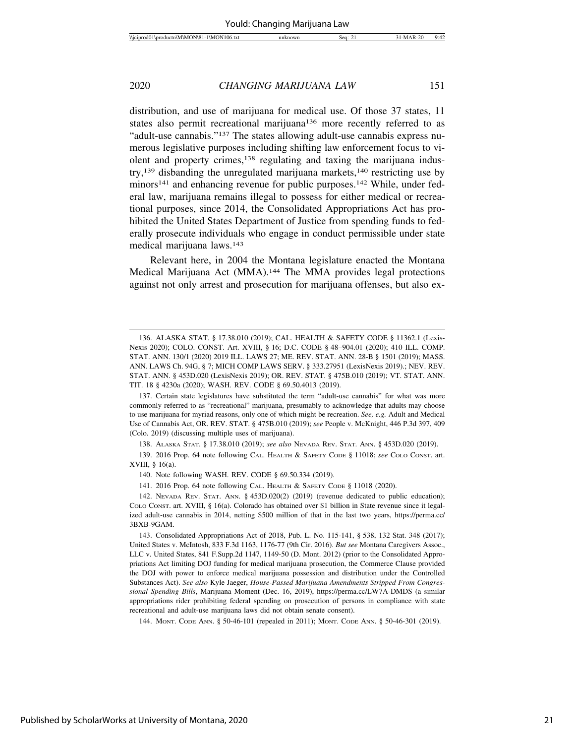distribution, and use of marijuana for medical use. Of those 37 states, 11 states also permit recreational marijuana[136] more recently referred to as "adult-use cannabis."[137] The states allowing adult-use cannabis express numerous legislative purposes including shifting law enforcement focus to violent and property crimes,[138] regulating and taxing the marijuana industry,[139] disbanding the unregulated marijuana markets,[140] restricting use by minors[141] and enhancing revenue for public purposes.[142] While, under federal law, marijuana remains illegal to possess for either medical or recreational purposes, since 2014, the Consolidated Appropriations Act has prohibited the United States Department of Justice from spending funds to federally prosecute individuals who engage in conduct permissible under state medical marijuana laws.[143]

Relevant here, in 2004 the Montana legislature enacted the Montana Medical Marijuana Act (MMA).[144] The MMA provides legal protections against not only arrest and prosecution for marijuana offenses, but also ex-

---

136. ALASKA STAT. § 17.38.010 (2019); CAL. HEALTH & SAFETY CODE § 11362.1 (LexisNexis 2020); COLO. CONST. Art. XVIII, § 16; D.C. CODE § 48–904.01 (2020); 410 ILL. COMP. STAT. ANN. 130/1 (2020) 2019 ILL. LAWS 27; ME. REV. STAT. ANN. 28-B § 1501 (2019); MASS. ANN. LAWS Ch. 94G, § 7; MICH COMP LAWS SERV. § 333.27951 (LexisNexis 2019).; NEV. REV. STAT. ANN. § 453D.020 (LexisNexis 2019); OR. REV. STAT. § 475B.010 (2019); VT. STAT. ANN. TIT. 18 § 4230a (2020); WASH. REV. CODE § 69.50.4013 (2019).

137. Certain state legislatures have substituted the term "adult-use cannabis" for what was more commonly referred to as "recreational" marijuana, presumably to acknowledge that adults may choose to use marijuana for myriad reasons, only one of which might be recreation. *See, e.g.* Adult and Medical Use of Cannabis Act, OR. REV. STAT. § 475B.010 (2019); *see* People v. McKnight, 446 P.3d 397, 409 (Colo. 2019) (discussing multiple uses of marijuana).

138. ALASKA STAT. § 17.38.010 (2019); *see also* NEVADA REV. STAT. ANN. § 453D.020 (2019).

139. 2016 Prop. 64 note following CAL. HEALTH & SAFETY CODE § 11018; *see* COLO CONST. art. XVIII, § 16(a).

140. Note following WASH. REV. CODE § 69.50.334 (2019).

141. 2016 Prop. 64 note following CAL. HEALTH & SAFETY CODE § 11018 (2020).

142. NEVADA REV. STAT. ANN. § 453D.020(2) (2019) (revenue dedicated to public education); COLO CONST. art. XVIII, § 16(a). Colorado has obtained over $1 billion in State revenue since it legalized adult-use cannabis in 2014, netting $500 million of that in the last two years, https://perma.cc/3BXB-9GAM.

143. Consolidated Appropriations Act of 2018, Pub. L. No. 115-141, § 538, 132 Stat. 348 (2017); United States v. McIntosh, 833 F.3d 1163, 1176-77 (9th Cir. 2016). *But see* Montana Caregivers Assoc., LLC v. United States, 841 F.Supp.2d 1147, 1149-50 (D. Mont. 2012) (prior to the Consolidated Appropriations Act limiting DOJ funding for medical marijuana prosecution, the Commerce Clause provided the DOJ with power to enforce medical marijuana possession and distribution under the Controlled Substances Act). *See also* Kyle Jaeger, *House-Passed Marijuana Amendments Stripped From Congressional Spending Bills*, Marijuana Moment (Dec. 16, 2019), https://perma.cc/LW7A-DMDS (a similar appropriations rider prohibiting federal spending on prosecution of persons in compliance with state recreational and adult-use marijuana laws did not obtain senate consent).

144. MONT. CODE ANN. § 50-46-101 (repealed in 2011); MONT. CODE ANN. § 50-46-301 (2019).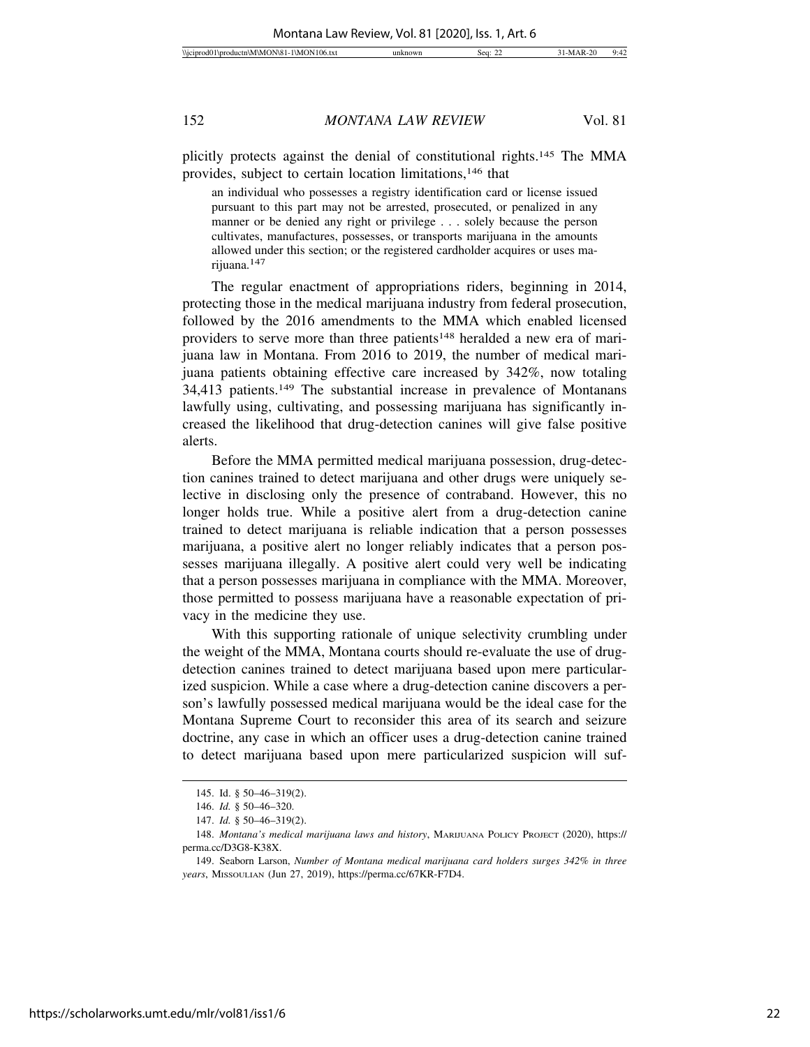plicitly protects against the denial of constitutional rights.[145] The MMA provides, subject to certain location limitations,[146] that

> an individual who possesses a registry identification card or license issued pursuant to this part may not be arrested, prosecuted, or penalized in any manner or be denied any right or privilege . . . solely because the person cultivates, manufactures, possesses, or transports marijuana in the amounts allowed under this section; or the registered cardholder acquires or uses marijuana.[147]

The regular enactment of appropriations riders, beginning in 2014, protecting those in the medical marijuana industry from federal prosecution, followed by the 2016 amendments to the MMA which enabled licensed providers to serve more than three patients[148] heralded a new era of marijuana law in Montana. From 2016 to 2019, the number of medical marijuana patients obtaining effective care increased by 342%, now totaling 34,413 patients.[149] The substantial increase in prevalence of Montanans lawfully using, cultivating, and possessing marijuana has significantly increased the likelihood that drug-detection canines will give false positive alerts.

Before the MMA permitted medical marijuana possession, drug-detection canines trained to detect marijuana and other drugs were uniquely selective in disclosing only the presence of contraband. However, this no longer holds true. While a positive alert from a drug-detection canine trained to detect marijuana is reliable indication that a person possesses marijuana, a positive alert no longer reliably indicates that a person possesses marijuana illegally. A positive alert could very well be indicating that a person possesses marijuana in compliance with the MMA. Moreover, those permitted to possess marijuana have a reasonable expectation of privacy in the medicine they use.

With this supporting rationale of unique selectivity crumbling under the weight of the MMA, Montana courts should re-evaluate the use of drug-detection canines trained to detect marijuana based upon mere particularized suspicion. While a case where a drug-detection canine discovers a person's lawfully possessed medical marijuana would be the ideal case for the Montana Supreme Court to reconsider this area of its search and seizure doctrine, any case in which an officer uses a drug-detection canine trained to detect marijuana based upon mere particularized suspicion will suf-

---

145. Id. § 50–46–319(2).

146. *Id.* § 50–46–320.

147. *Id.* § 50–46–319(2).

148. *Montana's medical marijuana laws and history*, MARIJUANA POLICY PROJECT (2020), https://perma.cc/D3G8-K38X.

149. Seaborn Larson, *Number of Montana medical marijuana card holders surges 342% in three years*, MISSOULIAN (Jun 27, 2019), https://perma.cc/67KR-F7D4.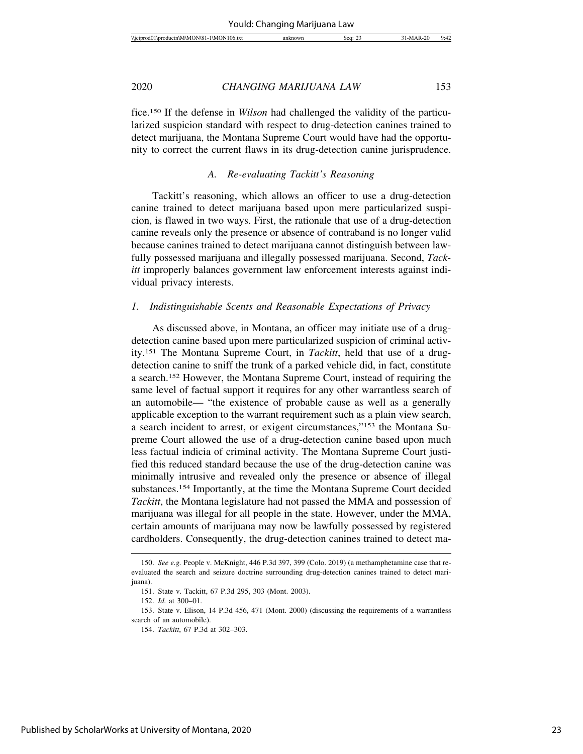fice.[150] If the defense in *Wilson* had challenged the validity of the particularized suspicion standard with respect to drug-detection canines trained to detect marijuana, the Montana Supreme Court would have had the opportunity to correct the current flaws in its drug-detection canine jurisprudence.

### *A. Re-evaluating Tackitt's Reasoning*

Tackitt's reasoning, which allows an officer to use a drug-detection canine trained to detect marijuana based upon mere particularized suspicion, is flawed in two ways. First, the rationale that use of a drug-detection canine reveals only the presence or absence of contraband is no longer valid because canines trained to detect marijuana cannot distinguish between lawfully possessed marijuana and illegally possessed marijuana. Second, *Tackitt* improperly balances government law enforcement interests against individual privacy interests.

#### *1. Indistinguishable Scents and Reasonable Expectations of Privacy*

As discussed above, in Montana, an officer may initiate use of a drug-detection canine based upon mere particularized suspicion of criminal activity.[151] The Montana Supreme Court, in *Tackitt*, held that use of a drug-detection canine to sniff the trunk of a parked vehicle did, in fact, constitute a search.[152] However, the Montana Supreme Court, instead of requiring the same level of factual support it requires for any other warrantless search of an automobile— "the existence of probable cause as well as a generally applicable exception to the warrant requirement such as a plain view search, a search incident to arrest, or exigent circumstances,"[153] the Montana Supreme Court allowed the use of a drug-detection canine based upon much less factual indicia of criminal activity. The Montana Supreme Court justified this reduced standard because the use of the drug-detection canine was minimally intrusive and revealed only the presence or absence of illegal substances.[154] Importantly, at the time the Montana Supreme Court decided *Tackitt*, the Montana legislature had not passed the MMA and possession of marijuana was illegal for all people in the state. However, under the MMA, certain amounts of marijuana may now be lawfully possessed by registered cardholders. Consequently, the drug-detection canines trained to detect ma-

---

150. *See e.g.* People v. McKnight, 446 P.3d 397, 399 (Colo. 2019) (a methamphetamine case that re-evaluated the search and seizure doctrine surrounding drug-detection canines trained to detect marijuana).

151. State v. Tackitt, 67 P.3d 295, 303 (Mont. 2003).

152. *Id.* at 300–01.

153. State v. Elison, 14 P.3d 456, 471 (Mont. 2000) (discussing the requirements of a warrantless search of an automobile).

154. *Tackitt*, 67 P.3d at 302–303.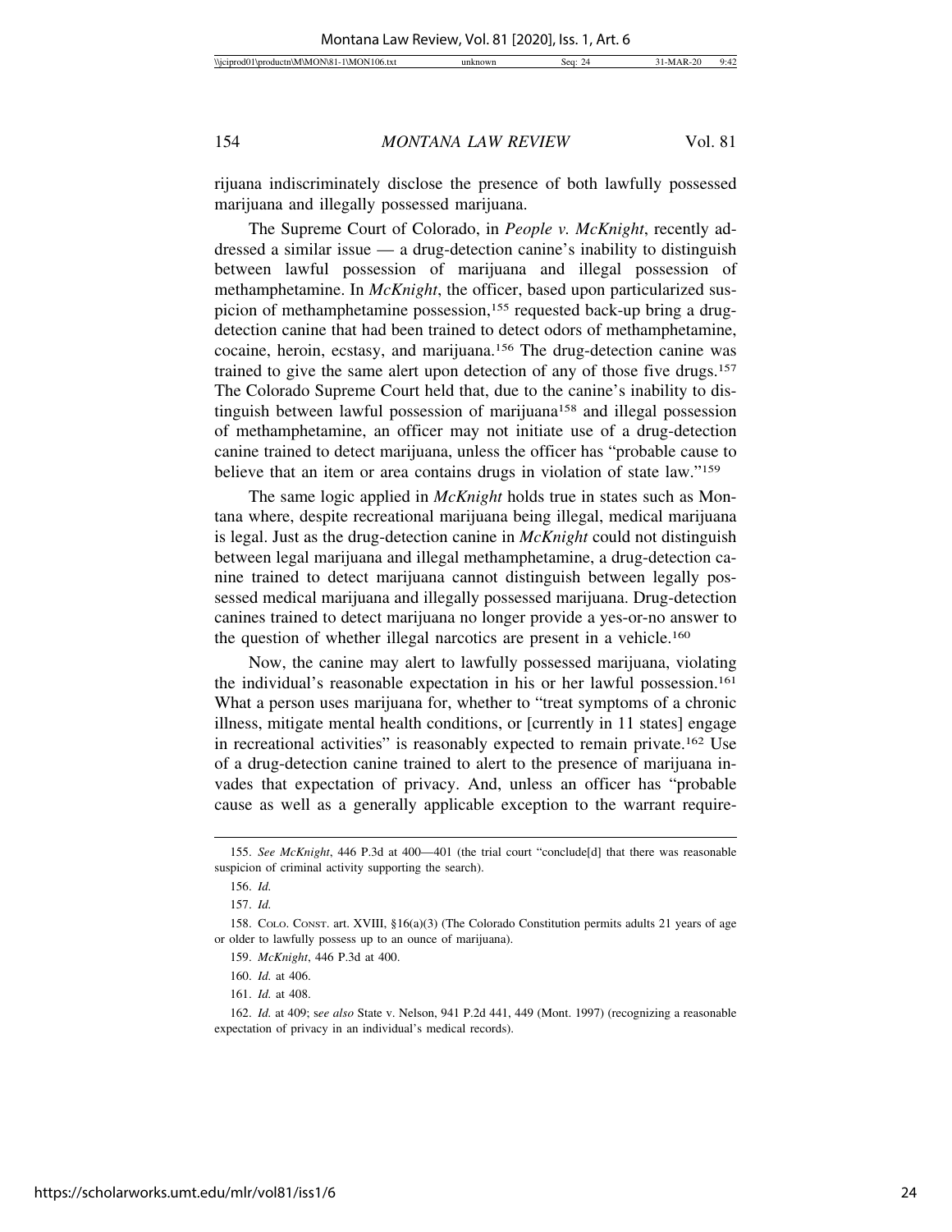rijuana indiscriminately disclose the presence of both lawfully possessed marijuana and illegally possessed marijuana.

The Supreme Court of Colorado, in *People v. McKnight*, recently addressed a similar issue — a drug-detection canine's inability to distinguish between lawful possession of marijuana and illegal possession of methamphetamine. In *McKnight*, the officer, based upon particularized suspicion of methamphetamine possession,[155] requested back-up bring a drug-detection canine that had been trained to detect odors of methamphetamine, cocaine, heroin, ecstasy, and marijuana.[156] The drug-detection canine was trained to give the same alert upon detection of any of those five drugs.[157] The Colorado Supreme Court held that, due to the canine's inability to distinguish between lawful possession of marijuana[158] and illegal possession of methamphetamine, an officer may not initiate use of a drug-detection canine trained to detect marijuana, unless the officer has "probable cause to believe that an item or area contains drugs in violation of state law."[159]

The same logic applied in *McKnight* holds true in states such as Montana where, despite recreational marijuana being illegal, medical marijuana is legal. Just as the drug-detection canine in *McKnight* could not distinguish between legal marijuana and illegal methamphetamine, a drug-detection canine trained to detect marijuana cannot distinguish between legally possessed medical marijuana and illegally possessed marijuana. Drug-detection canines trained to detect marijuana no longer provide a yes-or-no answer to the question of whether illegal narcotics are present in a vehicle.[160]

Now, the canine may alert to lawfully possessed marijuana, violating the individual's reasonable expectation in his or her lawful possession.[161] What a person uses marijuana for, whether to "treat symptoms of a chronic illness, mitigate mental health conditions, or [currently in 11 states] engage in recreational activities" is reasonably expected to remain private.[162] Use of a drug-detection canine trained to alert to the presence of marijuana invades that expectation of privacy. And, unless an officer has "probable cause as well as a generally applicable exception to the warrant require-

---

155. *See McKnight*, 446 P.3d at 400—401 (the trial court "conclude[d] that there was reasonable suspicion of criminal activity supporting the search).

156. *Id.*

157. *Id.*

158. COLO. CONST. art. XVIII, §16(a)(3) (The Colorado Constitution permits adults 21 years of age or older to lawfully possess up to an ounce of marijuana).

159. *McKnight*, 446 P.3d at 400.

160. *Id.* at 406.

161. *Id.* at 408.

162. *Id.* at 409; s*ee also* State v. Nelson, 941 P.2d 441, 449 (Mont. 1997) (recognizing a reasonable expectation of privacy in an individual's medical records).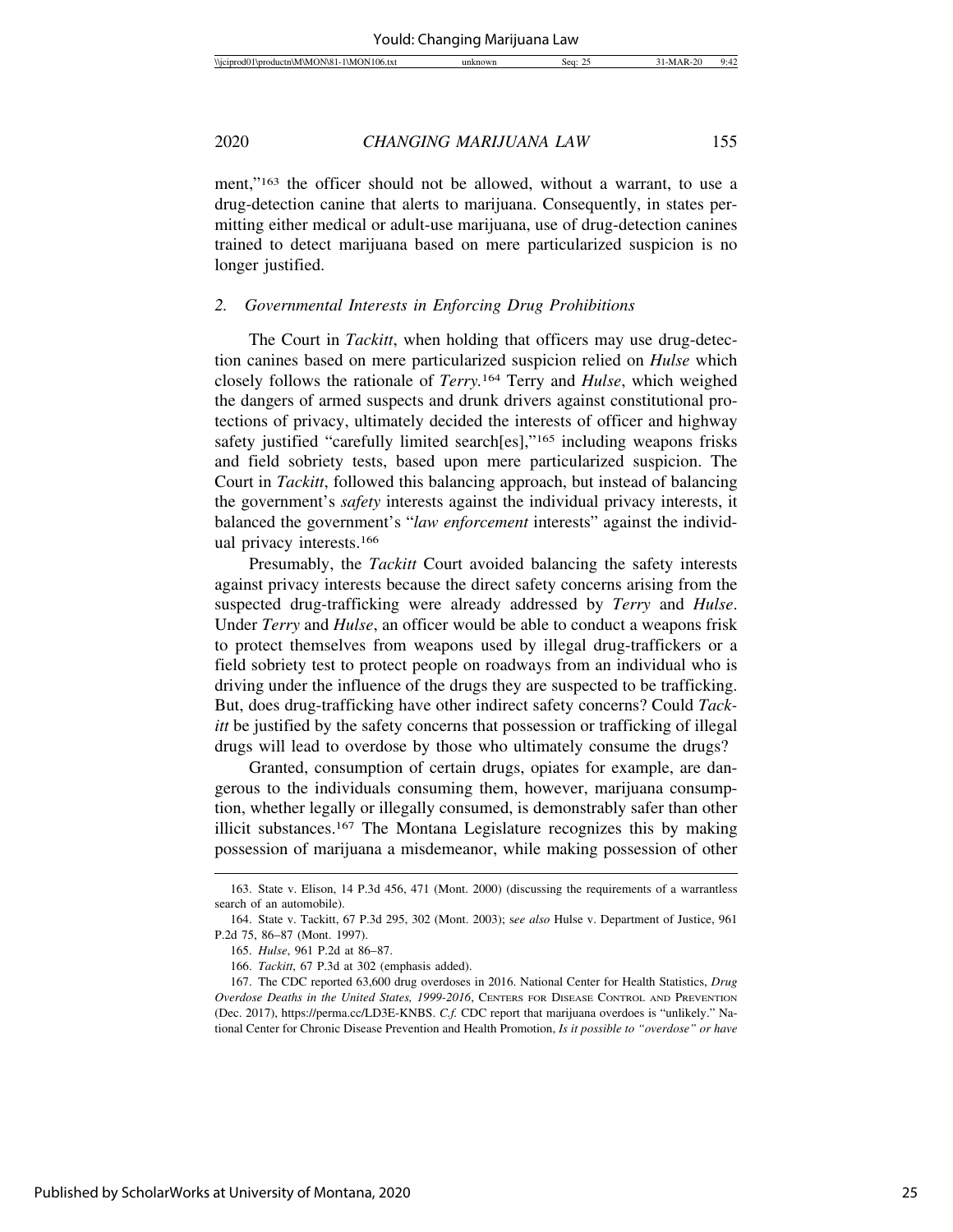ment,"[163] the officer should not be allowed, without a warrant, to use a drug-detection canine that alerts to marijuana. Consequently, in states permitting either medical or adult-use marijuana, use of drug-detection canines trained to detect marijuana based on mere particularized suspicion is no longer justified.

### *2. Governmental Interests in Enforcing Drug Prohibitions*

The Court in *Tackitt*, when holding that officers may use drug-detection canines based on mere particularized suspicion relied on *Hulse* which closely follows the rationale of *Terry.*[164] Terry and *Hulse*, which weighed the dangers of armed suspects and drunk drivers against constitutional protections of privacy, ultimately decided the interests of officer and highway safety justified "carefully limited search[es],"[165] including weapons frisks and field sobriety tests, based upon mere particularized suspicion. The Court in *Tackitt*, followed this balancing approach, but instead of balancing the government's *safety* interests against the individual privacy interests, it balanced the government's "*law enforcement* interests" against the individual privacy interests.[166]

Presumably, the *Tackitt* Court avoided balancing the safety interests against privacy interests because the direct safety concerns arising from the suspected drug-trafficking were already addressed by *Terry* and *Hulse*. Under *Terry* and *Hulse*, an officer would be able to conduct a weapons frisk to protect themselves from weapons used by illegal drug-traffickers or a field sobriety test to protect people on roadways from an individual who is driving under the influence of the drugs they are suspected to be trafficking. But, does drug-trafficking have other indirect safety concerns? Could *Tackitt* be justified by the safety concerns that possession or trafficking of illegal drugs will lead to overdose by those who ultimately consume the drugs?

Granted, consumption of certain drugs, opiates for example, are dangerous to the individuals consuming them, however, marijuana consumption, whether legally or illegally consumed, is demonstrably safer than other illicit substances.[167] The Montana Legislature recognizes this by making possession of marijuana a misdemeanor, while making possession of other

---

163. State v. Elison, 14 P.3d 456, 471 (Mont. 2000) (discussing the requirements of a warrantless search of an automobile).

164. State v. Tackitt, 67 P.3d 295, 302 (Mont. 2003); s*ee also* Hulse v. Department of Justice, 961 P.2d 75, 86–87 (Mont. 1997).

165. *Hulse*, 961 P.2d at 86–87.

166. *Tackitt*, 67 P.3d at 302 (emphasis added).

167. The CDC reported 63,600 drug overdoses in 2016. National Center for Health Statistics, *Drug Overdose Deaths in the United States, 1999-2016*, CENTERS FOR DISEASE CONTROL AND PREVENTION (Dec. 2017), https://perma.cc/LD3E-KNBS. *C.f.* CDC report that marijuana overdoes is "unlikely." National Center for Chronic Disease Prevention and Health Promotion, *Is it possible to "overdose" or have*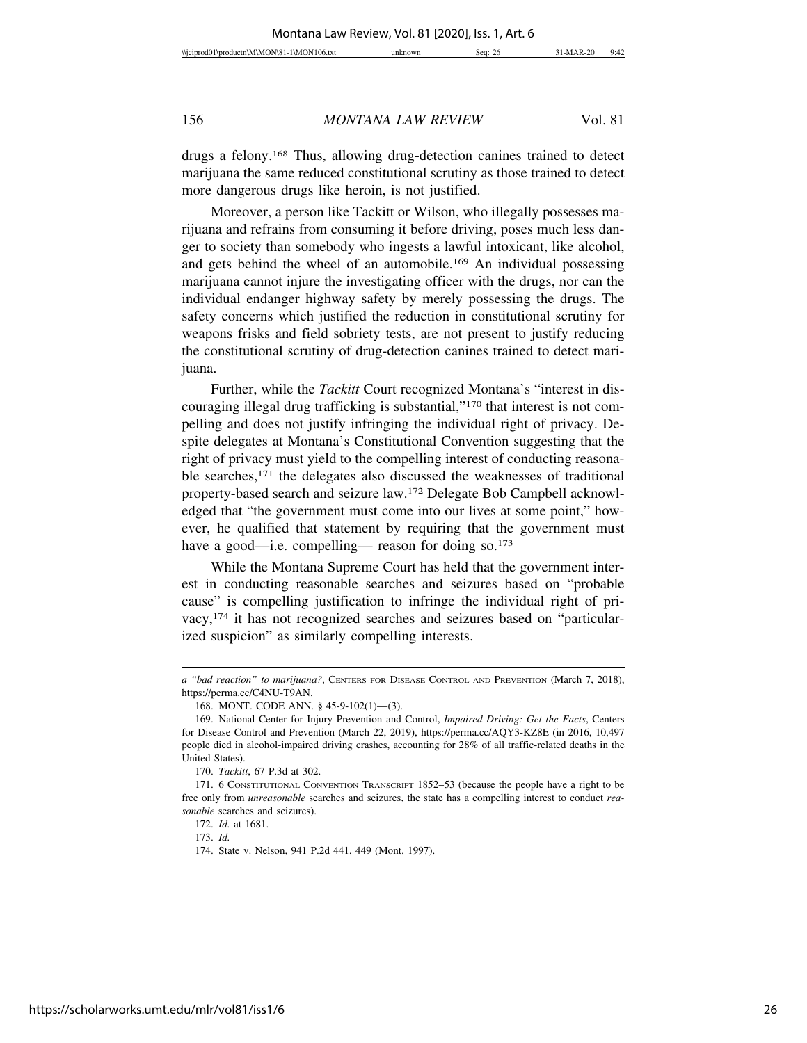drugs a felony.[168] Thus, allowing drug-detection canines trained to detect marijuana the same reduced constitutional scrutiny as those trained to detect more dangerous drugs like heroin, is not justified.

Moreover, a person like Tackitt or Wilson, who illegally possesses marijuana and refrains from consuming it before driving, poses much less danger to society than somebody who ingests a lawful intoxicant, like alcohol, and gets behind the wheel of an automobile.[169] An individual possessing marijuana cannot injure the investigating officer with the drugs, nor can the individual endanger highway safety by merely possessing the drugs. The safety concerns which justified the reduction in constitutional scrutiny for weapons frisks and field sobriety tests, are not present to justify reducing the constitutional scrutiny of drug-detection canines trained to detect marijuana.

Further, while the *Tackitt* Court recognized Montana's "interest in discouraging illegal drug trafficking is substantial,"[170] that interest is not compelling and does not justify infringing the individual right of privacy. Despite delegates at Montana's Constitutional Convention suggesting that the right of privacy must yield to the compelling interest of conducting reasonable searches,[171] the delegates also discussed the weaknesses of traditional property-based search and seizure law.[172] Delegate Bob Campbell acknowledged that "the government must come into our lives at some point," however, he qualified that statement by requiring that the government must have a good—i.e. compelling— reason for doing so.[173]

While the Montana Supreme Court has held that the government interest in conducting reasonable searches and seizures based on "probable cause" is compelling justification to infringe the individual right of privacy,[174] it has not recognized searches and seizures based on "particularized suspicion" as similarly compelling interests.

---

*a "bad reaction" to marijuana?*, CENTERS FOR DISEASE CONTROL AND PREVENTION (March 7, 2018), https://perma.cc/C4NU-T9AN.

168. MONT. CODE ANN. § 45-9-102(1)—(3).

169. National Center for Injury Prevention and Control, *Impaired Driving: Get the Facts*, Centers for Disease Control and Prevention (March 22, 2019), https://perma.cc/AQY3-KZ8E (in 2016, 10,497 people died in alcohol-impaired driving crashes, accounting for 28% of all traffic-related deaths in the United States).

170. *Tackitt*, 67 P.3d at 302.

171. 6 CONSTITUTIONAL CONVENTION TRANSCRIPT 1852–53 (because the people have a right to be free only from *unreasonable* searches and seizures, the state has a compelling interest to conduct *reasonable* searches and seizures).

172. *Id.* at 1681.

173. *Id.*

174. State v. Nelson, 941 P.2d 441, 449 (Mont. 1997).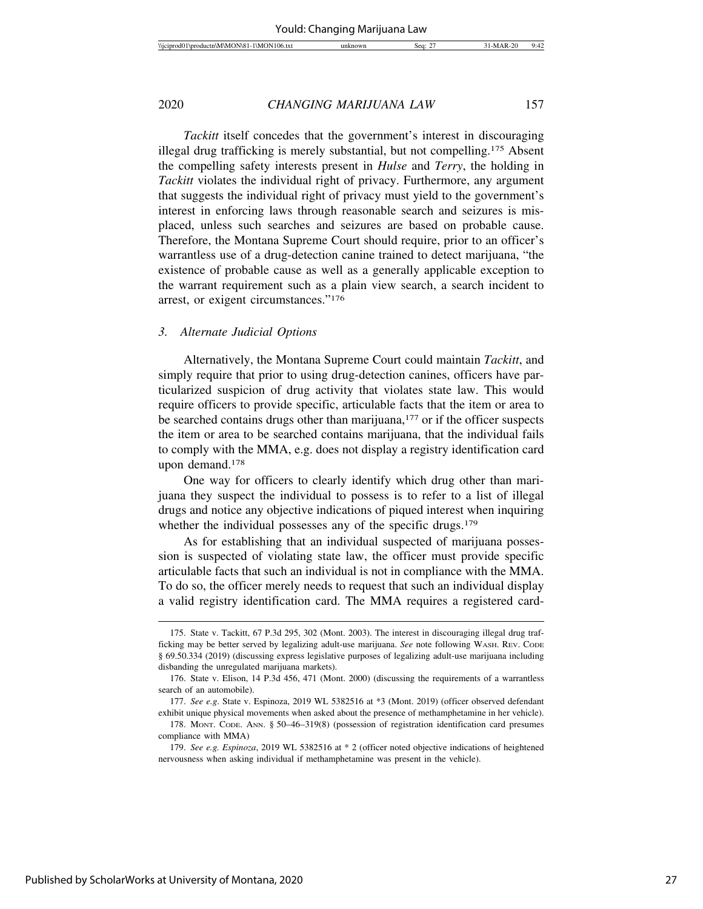*Tackitt* itself concedes that the government's interest in discouraging illegal drug trafficking is merely substantial, but not compelling.[175] Absent the compelling safety interests present in *Hulse* and *Terry*, the holding in *Tackitt* violates the individual right of privacy. Furthermore, any argument that suggests the individual right of privacy must yield to the government's interest in enforcing laws through reasonable search and seizures is misplaced, unless such searches and seizures are based on probable cause. Therefore, the Montana Supreme Court should require, prior to an officer's warrantless use of a drug-detection canine trained to detect marijuana, "the existence of probable cause as well as a generally applicable exception to the warrant requirement such as a plain view search, a search incident to arrest, or exigent circumstances."[176]

### *3. Alternate Judicial Options*

Alternatively, the Montana Supreme Court could maintain *Tackitt*, and simply require that prior to using drug-detection canines, officers have particularized suspicion of drug activity that violates state law. This would require officers to provide specific, articulable facts that the item or area to be searched contains drugs other than marijuana,[177] or if the officer suspects the item or area to be searched contains marijuana, that the individual fails to comply with the MMA, e.g. does not display a registry identification card upon demand.[178]

One way for officers to clearly identify which drug other than marijuana they suspect the individual to possess is to refer to a list of illegal drugs and notice any objective indications of piqued interest when inquiring whether the individual possesses any of the specific drugs.[179]

As for establishing that an individual suspected of marijuana possession is suspected of violating state law, the officer must provide specific articulable facts that such an individual is not in compliance with the MMA. To do so, the officer merely needs to request that such an individual display a valid registry identification card. The MMA requires a registered card-

---

175. State v. Tackitt, 67 P.3d 295, 302 (Mont. 2003). The interest in discouraging illegal drug trafficking may be better served by legalizing adult-use marijuana. *See* note following WASH. REV. CODE § 69.50.334 (2019) (discussing express legislative purposes of legalizing adult-use marijuana including disbanding the unregulated marijuana markets).

176. State v. Elison, 14 P.3d 456, 471 (Mont. 2000) (discussing the requirements of a warrantless search of an automobile).

177. *See e.g*. State v. Espinoza, 2019 WL 5382516 at *3 (Mont. 2019) (officer observed defendant exhibit unique physical movements when asked about the presence of methamphetamine in her vehicle).

178. MONT. CODE. ANN. § 50–46–319(8) (possession of registration identification card presumes compliance with MMA)

179. *See e.g. Espinoza*, 2019 WL 5382516 at * 2 (officer noted objective indications of heightened nervousness when asking individual if methamphetamine was present in the vehicle).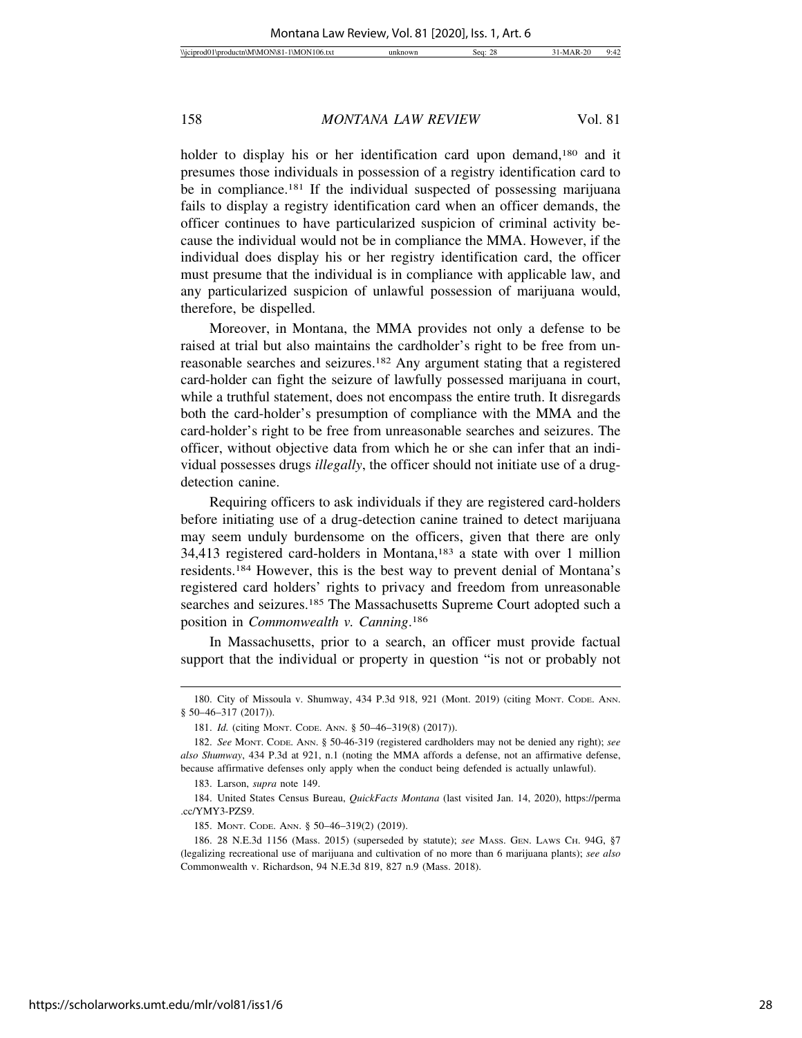holder to display his or her identification card upon demand,[180] and it presumes those individuals in possession of a registry identification card to be in compliance.[181] If the individual suspected of possessing marijuana fails to display a registry identification card when an officer demands, the officer continues to have particularized suspicion of criminal activity because the individual would not be in compliance the MMA. However, if the individual does display his or her registry identification card, the officer must presume that the individual is in compliance with applicable law, and any particularized suspicion of unlawful possession of marijuana would, therefore, be dispelled.

Moreover, in Montana, the MMA provides not only a defense to be raised at trial but also maintains the cardholder's right to be free from unreasonable searches and seizures.[182] Any argument stating that a registered card-holder can fight the seizure of lawfully possessed marijuana in court, while a truthful statement, does not encompass the entire truth. It disregards both the card-holder's presumption of compliance with the MMA and the card-holder's right to be free from unreasonable searches and seizures. The officer, without objective data from which he or she can infer that an individual possesses drugs *illegally*, the officer should not initiate use of a drug-detection canine.

Requiring officers to ask individuals if they are registered card-holders before initiating use of a drug-detection canine trained to detect marijuana may seem unduly burdensome on the officers, given that there are only 34,413 registered card-holders in Montana,[183] a state with over 1 million residents.[184] However, this is the best way to prevent denial of Montana's registered card holders' rights to privacy and freedom from unreasonable searches and seizures.[185] The Massachusetts Supreme Court adopted such a position in *Commonwealth v. Canning*.[186]

In Massachusetts, prior to a search, an officer must provide factual support that the individual or property in question "is not or probably not

---

180. City of Missoula v. Shumway, 434 P.3d 918, 921 (Mont. 2019) (citing MONT. CODE. ANN. § 50–46–317 (2017)).

181. *Id.* (citing MONT. CODE. ANN. § 50–46–319(8) (2017)).

182. *See* MONT. CODE. ANN. § 50-46-319 (registered cardholders may not be denied any right); *see also Shumway*, 434 P.3d at 921, n.1 (noting the MMA affords a defense, not an affirmative defense, because affirmative defenses only apply when the conduct being defended is actually unlawful).

183. Larson, *supra* note 149.

184. United States Census Bureau, *QuickFacts Montana* (last visited Jan. 14, 2020), https://perma.cc/YMY3-PZS9.

185. MONT. CODE. ANN. § 50–46–319(2) (2019).

186. 28 N.E.3d 1156 (Mass. 2015) (superseded by statute); *see* MASS. GEN. LAWS CH. 94G, §7 (legalizing recreational use of marijuana and cultivation of no more than 6 marijuana plants); *see also* Commonwealth v. Richardson, 94 N.E.3d 819, 827 n.9 (Mass. 2018).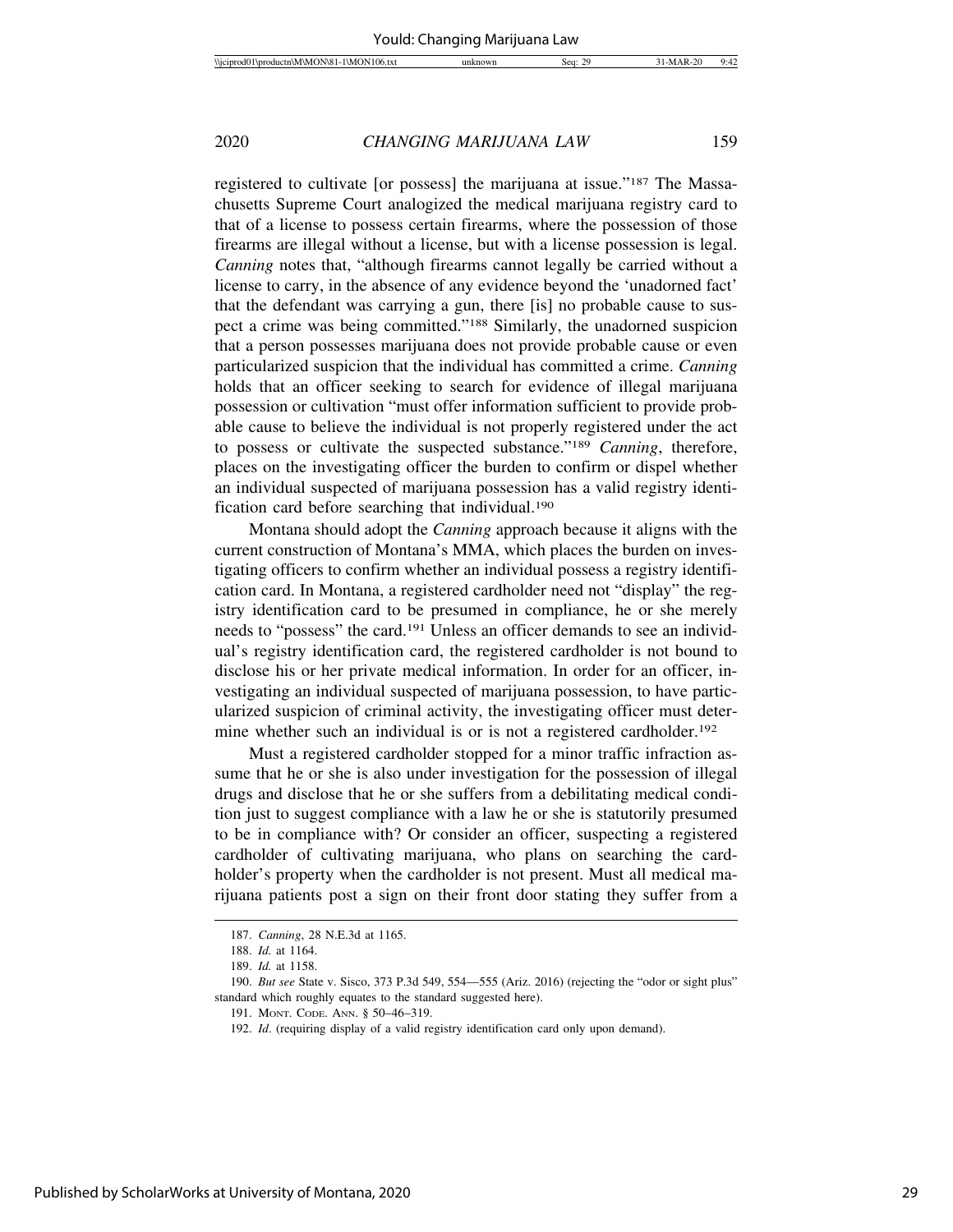registered to cultivate [or possess] the marijuana at issue."[187] The Massachusetts Supreme Court analogized the medical marijuana registry card to that of a license to possess certain firearms, where the possession of those firearms are illegal without a license, but with a license possession is legal. *Canning* notes that, "although firearms cannot legally be carried without a license to carry, in the absence of any evidence beyond the 'unadorned fact' that the defendant was carrying a gun, there [is] no probable cause to suspect a crime was being committed."[188] Similarly, the unadorned suspicion that a person possesses marijuana does not provide probable cause or even particularized suspicion that the individual has committed a crime. *Canning* holds that an officer seeking to search for evidence of illegal marijuana possession or cultivation "must offer information sufficient to provide probable cause to believe the individual is not properly registered under the act to possess or cultivate the suspected substance."[189] *Canning*, therefore, places on the investigating officer the burden to confirm or dispel whether an individual suspected of marijuana possession has a valid registry identification card before searching that individual.[190]

Montana should adopt the *Canning* approach because it aligns with the current construction of Montana's MMA, which places the burden on investigating officers to confirm whether an individual possess a registry identification card. In Montana, a registered cardholder need not "display" the registry identification card to be presumed in compliance, he or she merely needs to "possess" the card.[191] Unless an officer demands to see an individual's registry identification card, the registered cardholder is not bound to disclose his or her private medical information. In order for an officer, investigating an individual suspected of marijuana possession, to have particularized suspicion of criminal activity, the investigating officer must determine whether such an individual is or is not a registered cardholder.[192]

Must a registered cardholder stopped for a minor traffic infraction assume that he or she is also under investigation for the possession of illegal drugs and disclose that he or she suffers from a debilitating medical condition just to suggest compliance with a law he or she is statutorily presumed to be in compliance with? Or consider an officer, suspecting a registered cardholder of cultivating marijuana, who plans on searching the cardholder's property when the cardholder is not present. Must all medical marijuana patients post a sign on their front door stating they suffer from a

---

187. *Canning*, 28 N.E.3d at 1165.

188. *Id.* at 1164.

189. *Id.* at 1158.

190. *But see* State v. Sisco, 373 P.3d 549, 554—555 (Ariz. 2016) (rejecting the "odor or sight plus" standard which roughly equates to the standard suggested here).

191. MONT. CODE. ANN. § 50–46–319.

192. *Id*. (requiring display of a valid registry identification card only upon demand).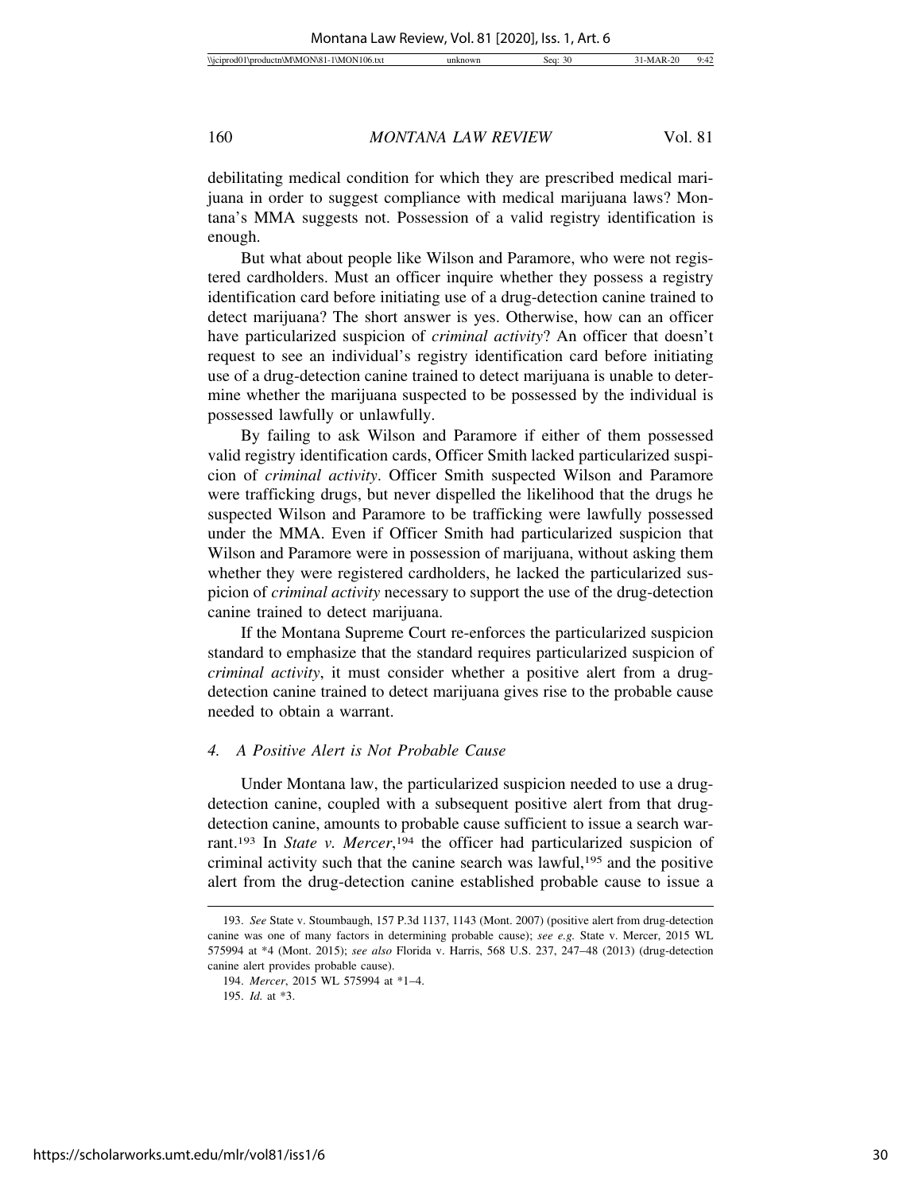debilitating medical condition for which they are prescribed medical marijuana in order to suggest compliance with medical marijuana laws? Montana's MMA suggests not. Possession of a valid registry identification is enough.

But what about people like Wilson and Paramore, who were not registered cardholders. Must an officer inquire whether they possess a registry identification card before initiating use of a drug-detection canine trained to detect marijuana? The short answer is yes. Otherwise, how can an officer have particularized suspicion of *criminal activity*? An officer that doesn't request to see an individual's registry identification card before initiating use of a drug-detection canine trained to detect marijuana is unable to determine whether the marijuana suspected to be possessed by the individual is possessed lawfully or unlawfully.

By failing to ask Wilson and Paramore if either of them possessed valid registry identification cards, Officer Smith lacked particularized suspicion of *criminal activity*. Officer Smith suspected Wilson and Paramore were trafficking drugs, but never dispelled the likelihood that the drugs he suspected Wilson and Paramore to be trafficking were lawfully possessed under the MMA. Even if Officer Smith had particularized suspicion that Wilson and Paramore were in possession of marijuana, without asking them whether they were registered cardholders, he lacked the particularized suspicion of *criminal activity* necessary to support the use of the drug-detection canine trained to detect marijuana.

If the Montana Supreme Court re-enforces the particularized suspicion standard to emphasize that the standard requires particularized suspicion of *criminal activity*, it must consider whether a positive alert from a drug-detection canine trained to detect marijuana gives rise to the probable cause needed to obtain a warrant.

### *4. A Positive Alert is Not Probable Cause*

Under Montana law, the particularized suspicion needed to use a drug-detection canine, coupled with a subsequent positive alert from that drug-detection canine, amounts to probable cause sufficient to issue a search warrant.[193] In *State v. Mercer*,[194] the officer had particularized suspicion of criminal activity such that the canine search was lawful,[195] and the positive alert from the drug-detection canine established probable cause to issue a

---

193. *See* State v. Stoumbaugh, 157 P.3d 1137, 1143 (Mont. 2007) (positive alert from drug-detection canine was one of many factors in determining probable cause); *see e.g.* State v. Mercer, 2015 WL 575994 at *4 (Mont. 2015); *see also* Florida v. Harris, 568 U.S. 237, 247–48 (2013) (drug-detection canine alert provides probable cause).

194. *Mercer*, 2015 WL 575994 at *1–4.

195. *Id.* at *3.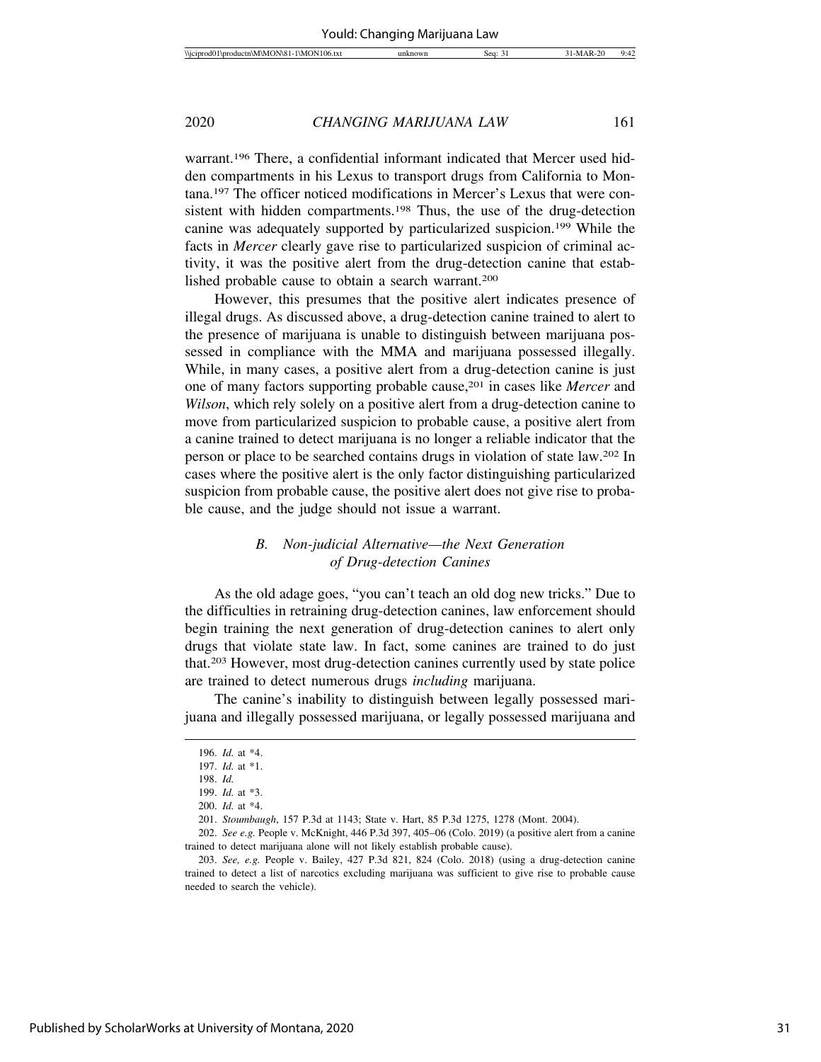warrant.[196] There, a confidential informant indicated that Mercer used hidden compartments in his Lexus to transport drugs from California to Montana.[197] The officer noticed modifications in Mercer's Lexus that were consistent with hidden compartments.[198] Thus, the use of the drug-detection canine was adequately supported by particularized suspicion.[199] While the facts in *Mercer* clearly gave rise to particularized suspicion of criminal activity, it was the positive alert from the drug-detection canine that established probable cause to obtain a search warrant.[200]

However, this presumes that the positive alert indicates presence of illegal drugs. As discussed above, a drug-detection canine trained to alert to the presence of marijuana is unable to distinguish between marijuana possessed in compliance with the MMA and marijuana possessed illegally. While, in many cases, a positive alert from a drug-detection canine is just one of many factors supporting probable cause,[201] in cases like *Mercer* and *Wilson*, which rely solely on a positive alert from a drug-detection canine to move from particularized suspicion to probable cause, a positive alert from a canine trained to detect marijuana is no longer a reliable indicator that the person or place to be searched contains drugs in violation of state law.[202] In cases where the positive alert is the only factor distinguishing particularized suspicion from probable cause, the positive alert does not give rise to probable cause, and the judge should not issue a warrant.

### *B. Non-judicial Alternative—the Next Generation of Drug-detection Canines*

As the old adage goes, "you can't teach an old dog new tricks." Due to the difficulties in retraining drug-detection canines, law enforcement should begin training the next generation of drug-detection canines to alert only drugs that violate state law. In fact, some canines are trained to do just that.[203] However, most drug-detection canines currently used by state police are trained to detect numerous drugs *including* marijuana.

The canine's inability to distinguish between legally possessed marijuana and illegally possessed marijuana, or legally possessed marijuana and

---

196. *Id.* at *4.

197. *Id.* at *1.

198. *Id.*

199. *Id.* at *3.

200. *Id.* at *4.

201. *Stoumbaugh*, 157 P.3d at 1143; State v. Hart, 85 P.3d 1275, 1278 (Mont. 2004).

202. *See e.g.* People v. McKnight, 446 P.3d 397, 405–06 (Colo. 2019) (a positive alert from a canine trained to detect marijuana alone will not likely establish probable cause).

203. *See, e.g.* People v. Bailey, 427 P.3d 821, 824 (Colo. 2018) (using a drug-detection canine trained to detect a list of narcotics excluding marijuana was sufficient to give rise to probable cause needed to search the vehicle).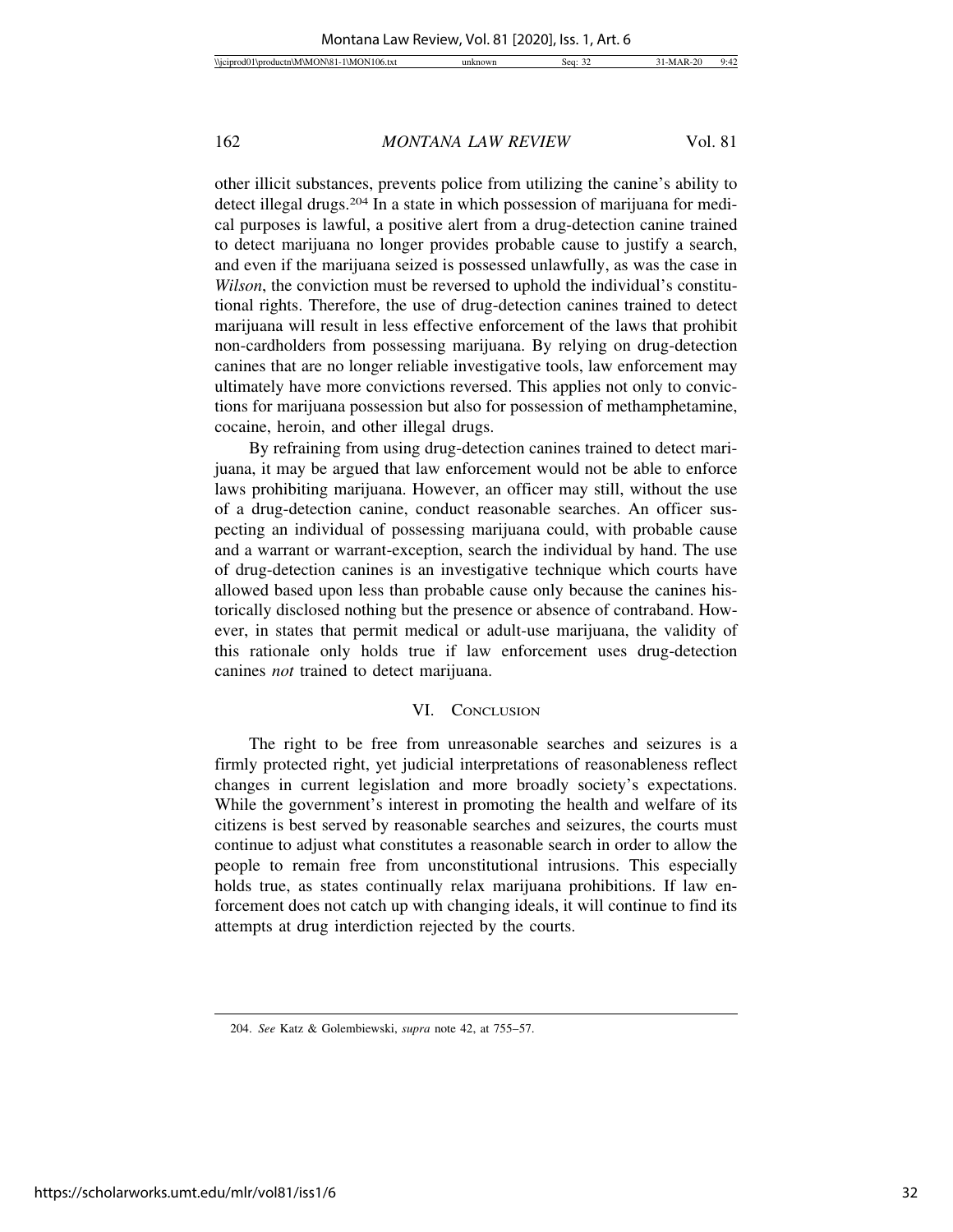other illicit substances, prevents police from utilizing the canine's ability to detect illegal drugs.[204] In a state in which possession of marijuana for medical purposes is lawful, a positive alert from a drug-detection canine trained to detect marijuana no longer provides probable cause to justify a search, and even if the marijuana seized is possessed unlawfully, as was the case in *Wilson*, the conviction must be reversed to uphold the individual's constitutional rights. Therefore, the use of drug-detection canines trained to detect marijuana will result in less effective enforcement of the laws that prohibit non-cardholders from possessing marijuana. By relying on drug-detection canines that are no longer reliable investigative tools, law enforcement may ultimately have more convictions reversed. This applies not only to convictions for marijuana possession but also for possession of methamphetamine, cocaine, heroin, and other illegal drugs.

By refraining from using drug-detection canines trained to detect marijuana, it may be argued that law enforcement would not be able to enforce laws prohibiting marijuana. However, an officer may still, without the use of a drug-detection canine, conduct reasonable searches. An officer suspecting an individual of possessing marijuana could, with probable cause and a warrant or warrant-exception, search the individual by hand. The use of drug-detection canines is an investigative technique which courts have allowed based upon less than probable cause only because the canines historically disclosed nothing but the presence or absence of contraband. However, in states that permit medical or adult-use marijuana, the validity of this rationale only holds true if law enforcement uses drug-detection canines *not* trained to detect marijuana.

## VI. Conclusion

The right to be free from unreasonable searches and seizures is a firmly protected right, yet judicial interpretations of reasonableness reflect changes in current legislation and more broadly society's expectations. While the government's interest in promoting the health and welfare of its citizens is best served by reasonable searches and seizures, the courts must continue to adjust what constitutes a reasonable search in order to allow the people to remain free from unconstitutional intrusions. This especially holds true, as states continually relax marijuana prohibitions. If law enforcement does not catch up with changing ideals, it will continue to find its attempts at drug interdiction rejected by the courts.

204. *See* Katz & Golembiewski, *supra* note 42, at 755–57.